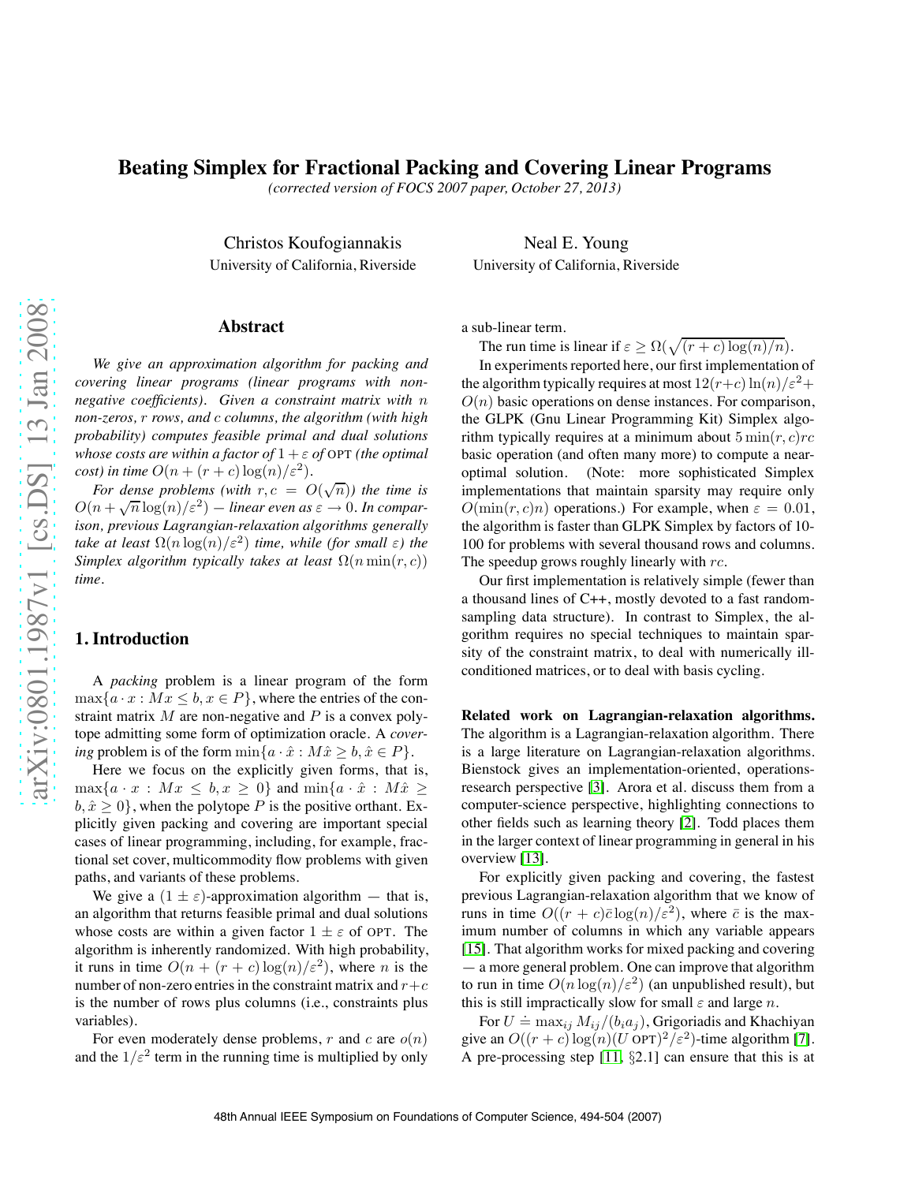# Beating Simplex for Fractional Packing and Covering Linear Programs

*(corrected version of FOCS 2007 paper, October 27, 2013)*

Christos Koufogiannakis
University of California, Riverside

Neal E. Young
University of California, Riverside

## Abstract

*We give an approximation algorithm for packing and covering linear programs (linear programs with non-negative coefficients). Given a constraint matrix with $n$ non-zeros, $r$ rows, and $c$ columns, the algorithm (with high probability) computes feasible primal and dual solutions whose costs are within a factor of $1+\varepsilon$ of* OPT *(the optimal cost) in time $O(n + (r+c)\log(n)/\varepsilon^2)$.*

*For dense problems (with $r, c = O(\sqrt{n})$) the time is $O(n + \sqrt{n}\log(n)/\varepsilon^2)$ — linear even as $\varepsilon \to 0$. In comparison, previous Lagrangian-relaxation algorithms generally take at least $\Omega(n\log(n)/\varepsilon^2)$ time, while (for small $\varepsilon$) the Simplex algorithm typically takes at least $\Omega(n\min(r,c))$ time.*

## 1. Introduction

A *packing* problem is a linear program of the form $\max\{a \cdot x : Mx \le b, x \in P\}$, where the entries of the constraint matrix $M$ are non-negative and $P$ is a convex polytope admitting some form of optimization oracle. A *covering* problem is of the form $\min\{a \cdot \hat{x} : M\hat{x} \ge b, \hat{x} \in P\}$.

Here we focus on the explicitly given forms, that is, $\max\{a \cdot x : Mx \le b, x \ge 0\}$ and $\min\{a \cdot \hat{x} : M\hat{x} \ge b, \hat{x} \ge 0\}$, when the polytope $P$ is the positive orthant. Explicitly given packing and covering are important special cases of linear programming, including, for example, fractional set cover, multicommodity flow problems with given paths, and variants of these problems.

We give a $(1 \pm \varepsilon)$-approximation algorithm — that is, an algorithm that returns feasible primal and dual solutions whose costs are within a given factor $1 \pm \varepsilon$ of OPT. The algorithm is inherently randomized. With high probability, it runs in time $O(n + (r+c)\log(n)/\varepsilon^2)$, where $n$ is the number of non-zero entries in the constraint matrix and $r+c$ is the number of rows plus columns (i.e., constraints plus variables).

For even moderately dense problems, $r$ and $c$ are $o(n)$ and the $1/\varepsilon^2$ term in the running time is multiplied by only a sub-linear term.

The run time is linear if $\varepsilon \ge \Omega(\sqrt{(r+c)\log(n)/n})$.

In experiments reported here, our first implementation of the algorithm typically requires at most $12(r+c)\ln(n)/\varepsilon^2 + O(n)$ basic operations on dense instances. For comparison, the GLPK (Gnu Linear Programming Kit) Simplex algorithm typically requires at a minimum about $5\min(r,c)rc$ basic operation (and often many more) to compute a near-optimal solution. (Note: more sophisticated Simplex implementations that maintain sparsity may require only $O(\min(r,c)n)$ operations.) For example, when $\varepsilon = 0.01$, the algorithm is faster than GLPK Simplex by factors of 10-100 for problems with several thousand rows and columns. The speedup grows roughly linearly with $rc$.

Our first implementation is relatively simple (fewer than a thousand lines of C++, mostly devoted to a fast random-sampling data structure). In contrast to Simplex, the algorithm requires no special techniques to maintain sparsity of the constraint matrix, to deal with numerically ill-conditioned matrices, or to deal with basis cycling.

**Related work on Lagrangian-relaxation algorithms.** The algorithm is a Lagrangian-relaxation algorithm. There is a large literature on Lagrangian-relaxation algorithms. Bienstock gives an implementation-oriented, operations-research perspective [3]. Arora et al. discuss them from a computer-science perspective, highlighting connections to other fields such as learning theory [2]. Todd places them in the larger context of linear programming in general in his overview [13].

For explicitly given packing and covering, the fastest previous Lagrangian-relaxation algorithm that we know of runs in time $O((r+c)\bar{c}\log(n)/\varepsilon^2)$, where $\bar{c}$ is the maximum number of columns in which any variable appears [15]. That algorithm works for mixed packing and covering — a more general problem. One can improve that algorithm to run in time $O(n\log(n)/\varepsilon^2)$ (an unpublished result), but this is still impractically slow for small $\varepsilon$ and large $n$.

For $U \doteq \max_{ij} M_{ij}/(b_i a_j)$, Grigoriadis and Khachiyan give an $O((r+c)\log(n)(U\,\text{OPT})^2/\varepsilon^2)$-time algorithm [7]. A pre-processing step [11, §2.1] can ensure that this is at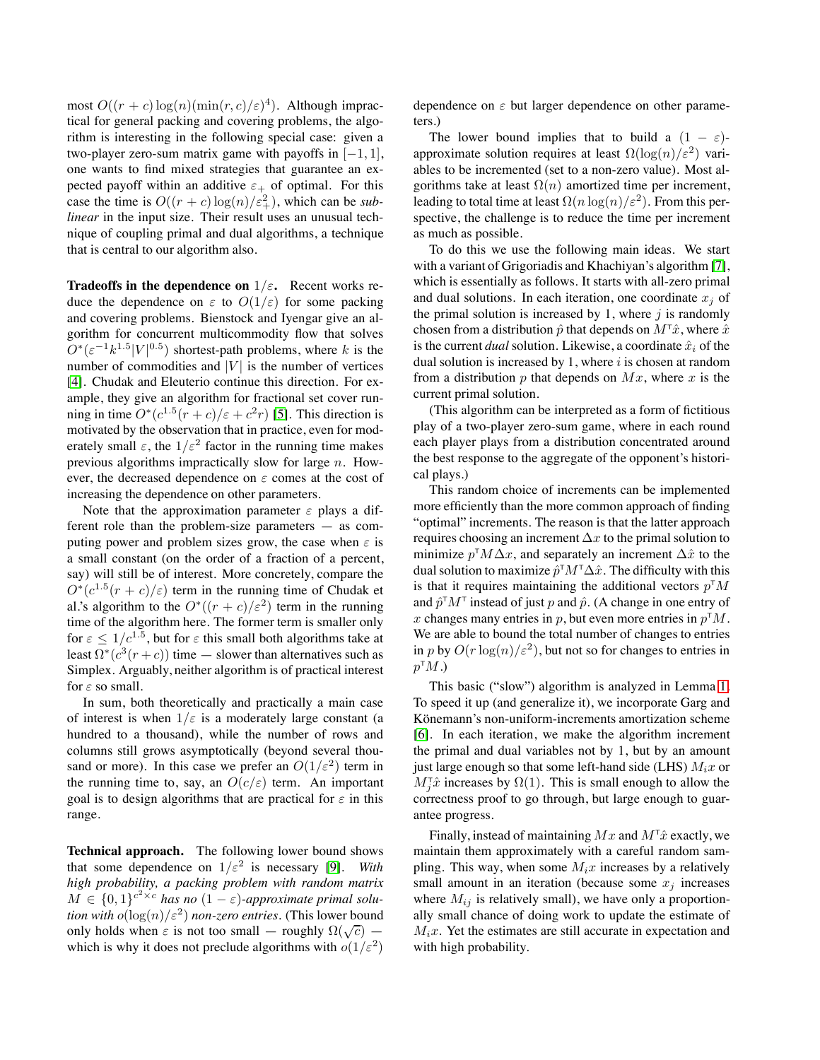most $O((r+c)\log(n)(\min(r,c)/\varepsilon)^4)$. Although impractical for general packing and covering problems, the algorithm is interesting in the following special case: given a two-player zero-sum matrix game with payoffs in $[-1,1]$, one wants to find mixed strategies that guarantee an expected payoff within an additive $\varepsilon_+$ of optimal. For this case the time is $O((r+c)\log(n)/\varepsilon_+^2)$, which can be *sublinear* in the input size. Their result uses an unusual technique of coupling primal and dual algorithms, a technique that is central to our algorithm also.

**Tradeoffs in the dependence on $1/\varepsilon$.** Recent works reduce the dependence on $\varepsilon$ to $O(1/\varepsilon)$ for some packing and covering problems. Bienstock and Iyengar give an algorithm for concurrent multicommodity flow that solves $O^*(\varepsilon^{-1}k^{1.5}|V|^{0.5})$ shortest-path problems, where $k$ is the number of commodities and $|V|$ is the number of vertices [4]. Chudak and Eleuterio continue this direction. For example, they give an algorithm for fractional set cover running in time $O^*(c^{1.5}(r+c)/\varepsilon + c^2 r)$ [5]. This direction is motivated by the observation that in practice, even for moderately small $\varepsilon$, the $1/\varepsilon^2$ factor in the running time makes previous algorithms impractically slow for large $n$. However, the decreased dependence on $\varepsilon$ comes at the cost of increasing the dependence on other parameters.

Note that the approximation parameter $\varepsilon$ plays a different role than the problem-size parameters — as computing power and problem sizes grow, the case when $\varepsilon$ is a small constant (on the order of a fraction of a percent, say) will still be of interest. More concretely, compare the $O^*(c^{1.5}(r+c)/\varepsilon)$ term in the running time of Chudak et al.'s algorithm to the $O^*((r+c)/\varepsilon^2)$ term in the running time of the algorithm here. The former term is smaller only for $\varepsilon \le 1/c^{1.5}$, but for $\varepsilon$ this small both algorithms take at least $\Omega^*(c^3(r+c))$ time — slower than alternatives such as Simplex. Arguably, neither algorithm is of practical interest for $\varepsilon$ so small.

In sum, both theoretically and practically a main case of interest is when $1/\varepsilon$ is a moderately large constant (a hundred to a thousand), while the number of rows and columns still grows asymptotically (beyond several thousand or more). In this case we prefer an $O(1/\varepsilon^2)$ term in the running time to, say, an $O(c/\varepsilon)$ term. An important goal is to design algorithms that are practical for $\varepsilon$ in this range.

**Technical approach.** The following lower bound shows that some dependence on $1/\varepsilon^2$ is necessary [9]. *With high probability, a packing problem with random matrix $M \in \{0,1\}^{c^2\times c}$ has no $(1-\varepsilon)$-approximate primal solution with $o(\log(n)/\varepsilon^2)$ non-zero entries.* (This lower bound only holds when $\varepsilon$ is not too small — roughly $\Omega(\sqrt{c})$ — which is why it does not preclude algorithms with $o(1/\varepsilon^2)$ dependence on $\varepsilon$ but larger dependence on other parameters.)

The lower bound implies that to build a $(1-\varepsilon)$-approximate solution requires at least $\Omega(\log(n)/\varepsilon^2)$ variables to be incremented (set to a non-zero value). Most algorithms take at least $\Omega(n)$ amortized time per increment, leading to total time at least $\Omega(n\log(n)/\varepsilon^2)$. From this perspective, the challenge is to reduce the time per increment as much as possible.

To do this we use the following main ideas. We start with a variant of Grigoriadis and Khachiyan's algorithm [7], which is essentially as follows. It starts with all-zero primal and dual solutions. In each iteration, one coordinate $x_j$ of the primal solution is increased by 1, where $j$ is randomly chosen from a distribution $\hat p$ that depends on $M^\intercal \hat x$, where $\hat x$ is the current *dual* solution. Likewise, a coordinate $\hat x_i$ of the dual solution is increased by 1, where $i$ is chosen at random from a distribution $p$ that depends on $Mx$, where $x$ is the current primal solution.

(This algorithm can be interpreted as a form of fictitious play of a two-player zero-sum game, where in each round each player plays from a distribution concentrated around the best response to the aggregate of the opponent's historical plays.)

This random choice of increments can be implemented more efficiently than the more common approach of finding "optimal" increments. The reason is that the latter approach requires choosing an increment $\Delta x$ to the primal solution to minimize $p^\intercal M\Delta x$, and separately an increment $\Delta\hat x$ to the dual solution to maximize $\hat p^\intercal M^\intercal \Delta \hat x$. The difficulty with this is that it requires maintaining the additional vectors $p^\intercal M$ and $\hat p^\intercal M^\intercal$ instead of just $p$ and $\hat p$. (A change in one entry of $x$ changes many entries in $p$, but even more entries in $p^\intercal M$. We are able to bound the total number of changes to entries in $p$ by $O(r\log(n)/\varepsilon^2)$, but not so for changes to entries in $p^\intercal M$.)

This basic ("slow") algorithm is analyzed in Lemma 1. To speed it up (and generalize it), we incorporate Garg and Könemann's non-uniform-increments amortization scheme [6]. In each iteration, we make the algorithm increment the primal and dual variables not by 1, but by an amount just large enough so that some left-hand side (LHS) $M_i x$ or $M_j^\intercal \hat x$ increases by $\Omega(1)$. This is small enough to allow the correctness proof to go through, but large enough to guarantee progress.

Finally, instead of maintaining $Mx$ and $M^\intercal \hat x$ exactly, we maintain them approximately with a careful random sampling. This way, when some $M_i x$ increases by a relatively small amount in an iteration (because some $x_j$ increases where $M_{ij}$ is relatively small), we have only a proportionally small chance of doing work to update the estimate of $M_i x$. Yet the estimates are still accurate in expectation and with high probability.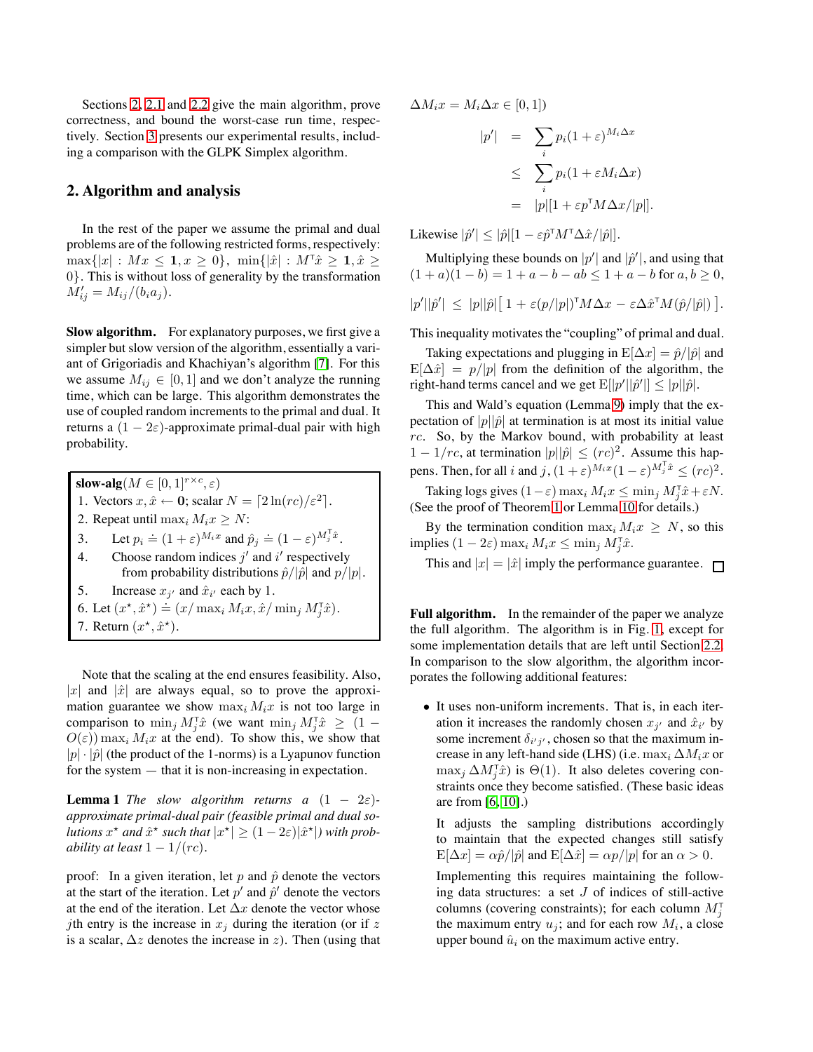Sections 2, 2.1 and 2.2 give the main algorithm, prove correctness, and bound the worst-case run time, respectively. Section 3 presents our experimental results, including a comparison with the GLPK Simplex algorithm.

## 2. Algorithm and analysis

In the rest of the paper we assume the primal and dual problems are of the following restricted forms, respectively: $\max\{|x| : Mx \le \mathbf{1}, x \ge 0\}$, $\min\{|\hat{x}| : M^{\intercal}\hat{x} \ge \mathbf{1}, \hat{x} \ge 0\}$. This is without loss of generality by the transformation $M'_{ij} = M_{ij}/(b_i a_j)$.

**Slow algorithm.** For explanatory purposes, we first give a simpler but slow version of the algorithm, essentially a variant of Grigoriadis and Khachiyan's algorithm [7]. For this we assume $M_{ij} \in [0,1]$ and we don't analyze the running time, which can be large. This algorithm demonstrates the use of coupled random increments to the primal and dual. It returns a $(1-2\varepsilon)$-approximate primal-dual pair with high probability.

**slow-alg**$(M \in [0,1]^{r\times c}, \varepsilon)$
1. Vectors $x, \hat{x} \leftarrow \mathbf{0}$; scalar $N = \lceil 2\ln(rc)/\varepsilon^2 \rceil$.
2. Repeat until $\max_i M_i x \ge N$:
3. Let $p_i \doteq (1+\varepsilon)^{M_i x}$ and $\hat{p}_j \doteq (1-\varepsilon)^{M_j^{\intercal}\hat{x}}$.
4. Choose random indices $j'$ and $i'$ respectively from probability distributions $\hat{p}/|\hat{p}|$ and $p/|p|$.
5. Increase $x_{j'}$ and $\hat{x}_{i'}$ each by 1.
6. Let $(x^\star, \hat{x}^\star) \doteq (x/\max_i M_i x, \hat{x}/\min_j M_j^{\intercal}\hat{x})$.
7. Return $(x^\star, \hat{x}^\star)$.

Note that the scaling at the end ensures feasibility. Also, $|x|$ and $|\hat{x}|$ are always equal, so to prove the approximation guarantee we show $\max_i M_i x$ is not too large in comparison to $\min_j M_j^{\intercal}\hat{x}$ (we want $\min_j M_j^{\intercal}\hat{x} \ge (1 - O(\varepsilon))\max_i M_i x$ at the end). To show this, we show that $|p|\cdot|\hat{p}|$ (the product of the 1-norms) is a Lyapunov function for the system — that it is non-increasing in expectation.

**Lemma 1** *The slow algorithm returns a $(1-2\varepsilon)$-approximate primal-dual pair (feasible primal and dual solutions $x^\star$ and $\hat{x}^\star$ such that $|x^\star| \ge (1-2\varepsilon)|\hat{x}^\star|$) with probability at least $1 - 1/(rc)$.*

proof: In a given iteration, let $p$ and $\hat{p}$ denote the vectors at the start of the iteration. Let $p'$ and $\hat{p}'$ denote the vectors at the end of the iteration. Let $\Delta x$ denote the vector whose $j$th entry is the increase in $x_j$ during the iteration (or if $z$ is a scalar, $\Delta z$ denotes the increase in $z$). Then (using that $\Delta M_i x = M_i \Delta x \in [0,1]$)

$$
\begin{aligned}
|p'| &= \sum_i p_i (1+\varepsilon)^{M_i \Delta x} \\
&\le \sum_i p_i (1+\varepsilon M_i \Delta x) \\
&= |p|[1 + \varepsilon p^{\intercal} M \Delta x/|p|].
\end{aligned}
$$

Likewise $|\hat{p}'| \le |\hat{p}|[1 - \varepsilon \hat{p}^{\intercal} M^{\intercal} \Delta\hat{x}/|\hat{p}|]$.

Multiplying these bounds on $|p'|$ and $|\hat{p}'|$, and using that $(1+a)(1-b) = 1 + a - b - ab \le 1 + a - b$ for $a, b \ge 0$,

$$
|p'||\hat{p}'| \;\le\; |p||\hat{p}|\big[\,1 + \varepsilon(p/|p|)^{\intercal} M\Delta x - \varepsilon \Delta\hat{x}^{\intercal} M(\hat{p}/|\hat{p}|)\,\big].
$$

This inequality motivates the "coupling" of primal and dual.

Taking expectations and plugging in $\mathrm{E}[\Delta x] = \hat{p}/|\hat{p}|$ and $\mathrm{E}[\Delta\hat{x}] = p/|p|$ from the definition of the algorithm, the right-hand terms cancel and we get $\mathrm{E}[|p'||\hat{p}'|] \le |p||\hat{p}|$.

This and Wald's equation (Lemma 9) imply that the expectation of $|p||\hat{p}|$ at termination is at most its initial value $rc$. So, by the Markov bound, with probability at least $1 - 1/rc$, at termination $|p||\hat{p}| \le (rc)^2$. Assume this happens. Then, for all $i$ and $j$, $(1+\varepsilon)^{M_i x}(1-\varepsilon)^{M_j^{\intercal}\hat{x}} \le (rc)^2$.

Taking logs gives $(1-\varepsilon)\max_i M_i x \le \min_j M_j^{\intercal}\hat{x} + \varepsilon N$. (See the proof of Theorem 1 or Lemma 10 for details.)

By the termination condition $\max_i M_i x \ge N$, so this implies $(1-2\varepsilon)\max_i M_i x \le \min_j M_j^{\intercal}\hat{x}$.

This and $|x| = |\hat{x}|$ imply the performance guarantee. □

**Full algorithm.** In the remainder of the paper we analyze the full algorithm. The algorithm is in Fig. 1, except for some implementation details that are left until Section 2.2. In comparison to the slow algorithm, the algorithm incorporates the following additional features:

- It uses non-uniform increments. That is, in each iteration it increases the randomly chosen $x_{j'}$ and $\hat{x}_{i'}$ by some increment $\delta_{i'j'}$, chosen so that the maximum increase in any left-hand side (LHS) (i.e. $\max_i \Delta M_i x$ or $\max_j \Delta M_j^{\intercal}\hat{x}$) is $\Theta(1)$. It also deletes covering constraints once they become satisfied. (These basic ideas are from [6, 10].)

  It adjusts the sampling distributions accordingly to maintain that the expected changes still satisfy $\mathrm{E}[\Delta x] = \alpha\hat{p}/|\hat{p}|$ and $\mathrm{E}[\Delta\hat{x}] = \alpha p/|p|$ for an $\alpha > 0$.

  Implementing this requires maintaining the following data structures: a set $J$ of indices of still-active columns (covering constraints); for each column $M_j^{\intercal}$ the maximum entry $u_j$; and for each row $M_i$, a close upper bound $\hat{u}_i$ on the maximum active entry.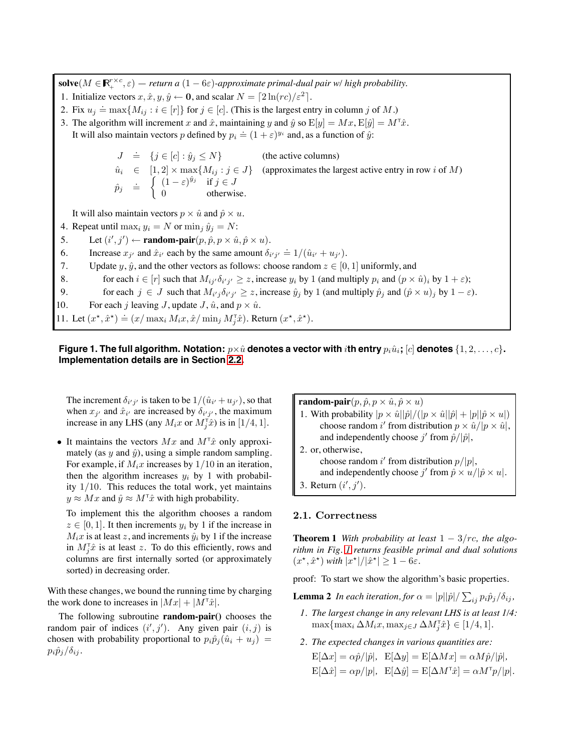**solve**($M \in \mathbb{R}_+^{r\times c}, \varepsilon$) — *return a* $(1-6\varepsilon)$*-approximate primal-dual pair w/ high probability.*

1. Initialize vectors $x, \hat{x}, y, \hat{y} \leftarrow \mathbf{0}$, and scalar $N = \lceil 2\ln(rc)/\varepsilon^2 \rceil$.
2. Fix $u_j \doteq \max\{M_{ij} : i \in [r]\}$ for $j \in [c]$. (This is the largest entry in column $j$ of $M$.)
3. The algorithm will increment $x$ and $\hat{x}$, maintaining $y$ and $\hat{y}$ so $\mathrm{E}[y] = Mx$, $\mathrm{E}[\hat{y}] = M^{\intercal}\hat{x}$.
   It will also maintain vectors $p$ defined by $p_i \doteq (1+\varepsilon)^{y_i}$ and, as a function of $\hat{y}$:

$$
\begin{array}{lcll}
J & \doteq & \{j \in [c] : \hat{y}_j \le N\} & \text{(the active columns)} \\
\hat{u}_i & \in & [1,2] \times \max\{M_{ij} : j \in J\} & \text{(approximates the largest active entry in row } i \text{ of } M\text{)} \\
\hat{p}_j & \doteq & \begin{cases} (1-\varepsilon)^{\hat{y}_j} & \text{if } j \in J \\ 0 & \text{otherwise.} \end{cases} &
\end{array}
$$

   It will also maintain vectors $p \times \hat{u}$ and $\hat{p} \times u$.
4. Repeat until $\max_i y_i = N$ or $\min_j \hat{y}_j = N$:
5. Let $(i', j') \leftarrow$ **random-pair**($p, \hat{p}, p \times \hat{u}, \hat{p} \times u$).
6. Increase $x_{j'}$ and $\hat{x}_{i'}$ each by the same amount $\delta_{i'j'} \doteq 1/(\hat{u}_{i'} + u_{j'})$.
7. Update $y$, $\hat{y}$, and the other vectors as follows: choose random $z \in [0,1]$ uniformly, and
8. for each $i \in [r]$ such that $M_{ij'}\delta_{i'j'} \ge z$, increase $y_i$ by 1 (and multiply $p_i$ and $(p \times \hat{u})_i$ by $1+\varepsilon$);
9. for each $j \in J$ such that $M_{i'j}\delta_{i'j'} \ge z$, increase $\hat{y}_j$ by 1 (and multiply $\hat{p}_j$ and $(\hat{p} \times u)_j$ by $1-\varepsilon$).
10. For each $j$ leaving $J$, update $J$, $\hat{u}$, and $p \times \hat{u}$.
11. Let $(x^\star, \hat{x}^\star) \doteq (x/\max_i M_i x, \hat{x}/\min_j M_j^{\intercal}\hat{x})$. Return $(x^\star, \hat{x}^\star)$.

**Figure 1. The full algorithm. Notation: $p \times \hat{u}$ denotes a vector with $i$th entry $p_i\hat{u}_i$; $[c]$ denotes $\{1, 2, \ldots, c\}$. Implementation details are in Section 2.2.**

The increment $\delta_{i'j'}$ is taken to be $1/(\hat{u}_{i'} + u_{j'})$, so that when $x_{j'}$ and $\hat{x}_{i'}$ are increased by $\delta_{i'j'}$, the maximum increase in any LHS (any $M_i x$ or $M_j^{\intercal}\hat{x}$) is in $[1/4, 1]$.

- It maintains the vectors $Mx$ and $M^{\intercal}\hat{x}$ only approximately (as $y$ and $\hat{y}$), using a simple random sampling. For example, if $M_i x$ increases by $1/10$ in an iteration, then the algorithm increases $y_i$ by 1 with probability $1/10$. This reduces the total work, yet maintains $y \approx Mx$ and $\hat{y} \approx M^{\intercal}\hat{x}$ with high probability.

  To implement this the algorithm chooses a random $z \in [0,1]$. It then increments $y_i$ by 1 if the increase in $M_i x$ is at least $z$, and increments $\hat{y}_i$ by 1 if the increase in $M_j^{\intercal}\hat{x}$ is at least $z$. To do this efficiently, rows and columns are first internally sorted (or approximately sorted) in decreasing order.

With these changes, we bound the running time by charging the work done to increases in $|Mx| + |M^{\intercal}\hat{x}|$.

The following subroutine **random-pair()** chooses the random pair of indices $(i', j')$. Any given pair $(i,j)$ is chosen with probability proportional to $p_i\hat{p}_j(\hat{u}_i + u_j) = p_i\hat{p}_j/\delta_{ij}$.

**random-pair**($p, \hat{p}, p \times \hat{u}, \hat{p} \times u$)

1. With probability $|p \times \hat{u}||\hat{p}|/(|p \times \hat{u}||\hat{p}| + |p||\hat{p} \times u|)$
   choose random $i'$ from distribution $p \times \hat{u}/|p \times \hat{u}|$,
   and independently choose $j'$ from $\hat{p}/|\hat{p}|$,
2. or, otherwise,
   choose random $i'$ from distribution $p/|p|$,
   and independently choose $j'$ from $\hat{p} \times u/|\hat{p} \times u|$.
3. Return $(i', j')$.

## 2.1. Correctness

**Theorem 1** *With probability at least $1 - 3/rc$, the algorithm in Fig. 1 returns feasible primal and dual solutions $(x^\star, \hat{x}^\star)$ with $|x^\star|/|\hat{x}^\star| \ge 1 - 6\varepsilon$.*

proof: To start we show the algorithm's basic properties.

**Lemma 2** *In each iteration, for $\alpha = |p||\hat{p}|/\sum_{ij} p_i\hat{p}_j/\delta_{ij}$,*

1. *The largest change in any relevant LHS is at least 1/4:*
   $\max\{\max_i \Delta M_i x, \max_{j\in J} \Delta M_j^{\intercal}\hat{x}\} \in [1/4, 1]$.
2. *The expected changes in various quantities are:*
   $\mathrm{E}[\Delta x] = \alpha\hat{p}/|\hat{p}|$, $\mathrm{E}[\Delta y] = \mathrm{E}[\Delta Mx] = \alpha M\hat{p}/|\hat{p}|$,
   $\mathrm{E}[\Delta\hat{x}] = \alpha p/|p|$, $\mathrm{E}[\Delta\hat{y}] = \mathrm{E}[\Delta M^{\intercal}\hat{x}] = \alpha M^{\intercal}p/|p|$.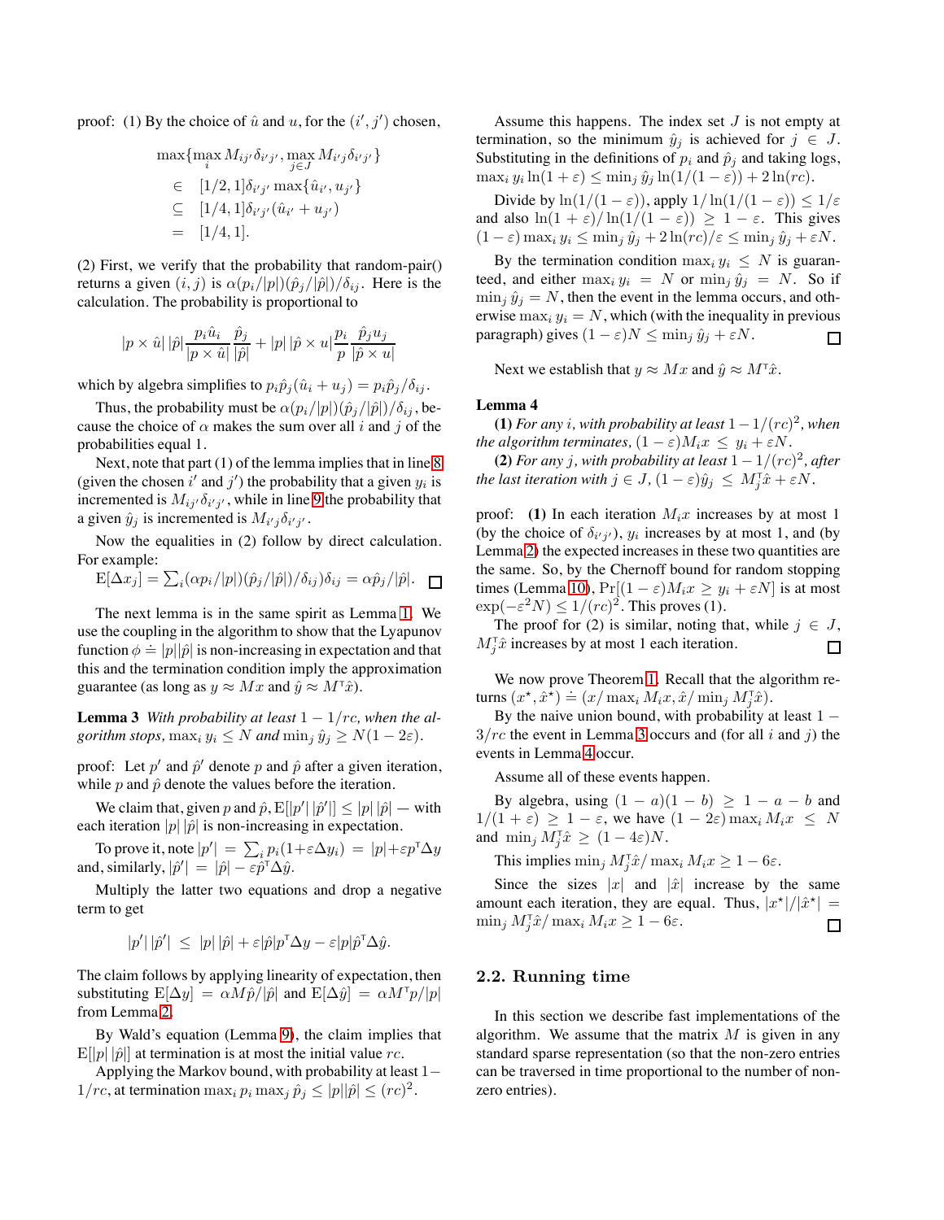proof: (1) By the choice of $\hat{u}$ and $u$, for the $(i', j')$ chosen,

$$
\begin{aligned}
&\max\{\max_i M_{ij'}\delta_{i'j'}, \max_{j\in J} M_{i'j}\delta_{i'j'}\} \\
&\in \quad [1/2, 1]\delta_{i'j'} \max\{\hat{u}_{i'}, u_{j'}\} \\
&\subseteq \quad [1/4, 1]\delta_{i'j'}(\hat{u}_{i'} + u_{j'}) \\
&= \quad [1/4, 1].
\end{aligned}
$$

(2) First, we verify that the probability that random-pair() returns a given $(i, j)$ is $\alpha(p_i/|p|)(\hat{p}_j/|\hat{p}|)/\delta_{ij}$. Here is the calculation. The probability is proportional to

$$
|p \times \hat{u}|\,|\hat{p}|\frac{p_i\hat{u}_i}{|p \times \hat{u}|}\frac{\hat{p}_j}{|\hat{p}|} + |p|\,|\hat{p} \times u|\frac{p_i}{p}\frac{\hat{p}_j u_j}{|\hat{p} \times u|}
$$

which by algebra simplifies to $p_i\hat{p}_j(\hat{u}_i + u_j) = p_i\hat{p}_j/\delta_{ij}$.

Thus, the probability must be $\alpha(p_i/|p|)(\hat{p}_j/|\hat{p}|)/\delta_{ij}$, because the choice of $\alpha$ makes the sum over all $i$ and $j$ of the probabilities equal 1.

Next, note that part (1) of the lemma implies that in line 8 (given the chosen $i'$ and $j'$) the probability that a given $y_i$ is incremented is $M_{ij'}\delta_{i'j'}$, while in line 9 the probability that a given $\hat{y}_j$ is incremented is $M_{i'j}\delta_{i'j'}$.

Now the equalities in (2) follow by direct calculation. For example:
$\mathrm{E}[\Delta x_j] = \sum_i(\alpha p_i/|p|)(\hat{p}_j/|\hat{p}|)/\delta_{ij})\delta_{ij} = \alpha\hat{p}_j/|\hat{p}|$. □

The next lemma is in the same spirit as Lemma 1. We use the coupling in the algorithm to show that the Lyapunov function $\phi \doteq |p||\hat{p}|$ is non-increasing in expectation and that this and the termination condition imply the approximation guarantee (as long as $y \approx Mx$ and $\hat{y} \approx M^{\mathsf{T}}\hat{x}$).

**Lemma 3** *With probability at least $1 - 1/rc$, when the algorithm stops, $\max_i y_i \le N$ and $\min_j \hat{y}_j \ge N(1 - 2\varepsilon)$.*

proof: Let $p'$ and $\hat{p}'$ denote $p$ and $\hat{p}$ after a given iteration, while $p$ and $\hat{p}$ denote the values before the iteration.

We claim that, given $p$ and $\hat{p}$, $\mathrm{E}[|p'|\,|\hat{p}'|] \le |p|\,|\hat{p}|$ — with each iteration $|p|\,|\hat{p}|$ is non-increasing in expectation.

To prove it, note $|p'| = \sum_i p_i(1 + \varepsilon\Delta y_i) = |p| + \varepsilon p^{\mathsf{T}}\Delta y$ and, similarly, $|\hat{p}'| = |\hat{p}| - \varepsilon\hat{p}^{\mathsf{T}}\Delta\hat{y}$.

Multiply the latter two equations and drop a negative term to get

$$
|p'|\,|\hat{p}'| \;\le\; |p|\,|\hat{p}| + \varepsilon|\hat{p}|p^{\mathsf{T}}\Delta y - \varepsilon|p|\hat{p}^{\mathsf{T}}\Delta\hat{y}.
$$

The claim follows by applying linearity of expectation, then substituting $\mathrm{E}[\Delta y] = \alpha M\hat{p}/|\hat{p}|$ and $\mathrm{E}[\Delta\hat{y}] = \alpha M^{\mathsf{T}}p/|p|$ from Lemma 2.

By Wald's equation (Lemma 9), the claim implies that $\mathrm{E}[|p|\,|\hat{p}|]$ at termination is at most the initial value $rc$.

Applying the Markov bound, with probability at least $1 - 1/rc$, at termination $\max_i p_i \max_j \hat{p}_j \le |p||\hat{p}| \le (rc)^2$.

Assume this happens. The index set $J$ is not empty at termination, so the minimum $\hat{y}_j$ is achieved for $j \in J$. Substituting in the definitions of $p_i$ and $\hat{p}_j$ and taking logs, $\max_i y_i \ln(1+\varepsilon) \le \min_j \hat{y}_j \ln(1/(1-\varepsilon)) + 2\ln(rc)$.

Divide by $\ln(1/(1-\varepsilon))$, apply $1/\ln(1/(1-\varepsilon)) \le 1/\varepsilon$ and also $\ln(1+\varepsilon)/\ln(1/(1-\varepsilon)) \ge 1 - \varepsilon$. This gives $(1-\varepsilon)\max_i y_i \le \min_j \hat{y}_j + 2\ln(rc)/\varepsilon \le \min_j \hat{y}_j + \varepsilon N$.

By the termination condition $\max_i y_i \le N$ is guaranteed, and either $\max_i y_i = N$ or $\min_j \hat{y}_j = N$. So if $\min_j \hat{y}_j = N$, then the event in the lemma occurs, and otherwise $\max_i y_i = N$, which (with the inequality in previous paragraph) gives $(1-\varepsilon)N \le \min_j \hat{y}_j + \varepsilon N$. □

Next we establish that $y \approx Mx$ and $\hat{y} \approx M^{\mathsf{T}}\hat{x}$.

**Lemma 4**

**(1)** *For any $i$, with probability at least $1 - 1/(rc)^2$, when the algorithm terminates, $(1-\varepsilon)M_i x \le y_i + \varepsilon N$.*

**(2)** *For any $j$, with probability at least $1 - 1/(rc)^2$, after the last iteration with $j \in J$, $(1-\varepsilon)\hat{y}_j \le M_j^{\mathsf{T}}\hat{x} + \varepsilon N$.*

proof: **(1)** In each iteration $M_i x$ increases by at most 1 (by the choice of $\delta_{i'j'}$), $y_i$ increases by at most 1, and (by Lemma 2) the expected increases in these two quantities are the same. So, by the Chernoff bound for random stopping times (Lemma 10), $\Pr[(1-\varepsilon)M_i x \ge y_i + \varepsilon N]$ is at most $\exp(-\varepsilon^2 N) \le 1/(rc)^2$. This proves (1).

The proof for (2) is similar, noting that, while $j \in J$, $M_j^{\mathsf{T}}\hat{x}$ increases by at most 1 each iteration. □

We now prove Theorem 1. Recall that the algorithm returns $(x^\star, \hat{x}^\star) \doteq (x/\max_i M_i x, \hat{x}/\min_j M_j^{\mathsf{T}}\hat{x})$.

By the naive union bound, with probability at least $1 - 3/rc$ the event in Lemma 3 occurs and (for all $i$ and $j$) the events in Lemma 4 occur.

Assume all of these events happen.

By algebra, using $(1-a)(1-b) \ge 1 - a - b$ and $1/(1+\varepsilon) \ge 1 - \varepsilon$, we have $(1-2\varepsilon)\max_i M_i x \le N$ and $\min_j M_j^{\mathsf{T}}\hat{x} \ge (1-4\varepsilon)N$.

This implies $\min_j M_j^{\mathsf{T}}\hat{x}/\max_i M_i x \ge 1 - 6\varepsilon$.

Since the sizes $|x|$ and $|\hat{x}|$ increase by the same amount each iteration, they are equal. Thus, $|x^\star|/|\hat{x}^\star| = \min_j M_j^{\mathsf{T}}\hat{x}/\max_i M_i x \ge 1 - 6\varepsilon$. □

## 2.2. Running time

In this section we describe fast implementations of the algorithm. We assume that the matrix $M$ is given in any standard sparse representation (so that the non-zero entries can be traversed in time proportional to the number of non-zero entries).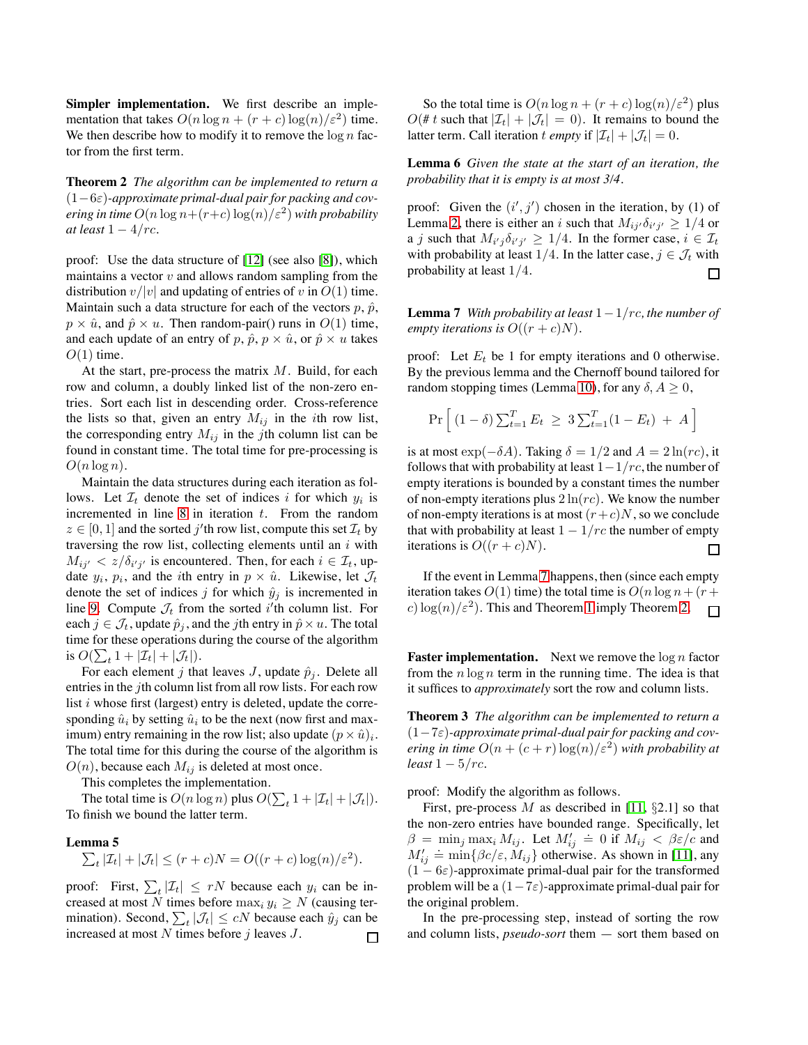**Simpler implementation.** We first describe an implementation that takes $O(n \log n + (r+c)\log(n)/\varepsilon^2)$ time. We then describe how to modify it to remove the $\log n$ factor from the first term.

**Theorem 2** *The algorithm can be implemented to return a $(1-6\varepsilon)$-approximate primal-dual pair for packing and covering in time $O(n\log n+(r+c)\log(n)/\varepsilon^2)$ with probability at least $1-4/rc$.*

proof: Use the data structure of [12] (see also [8]), which maintains a vector $v$ and allows random sampling from the distribution $v/|v|$ and updating of entries of $v$ in $O(1)$ time. Maintain such a data structure for each of the vectors $p$, $\hat{p}$, $p \times \hat{u}$, and $\hat{p} \times u$. Then random-pair() runs in $O(1)$ time, and each update of an entry of $p$, $\hat{p}$, $p \times \hat{u}$, or $\hat{p} \times u$ takes $O(1)$ time.

At the start, pre-process the matrix $M$. Build, for each row and column, a doubly linked list of the non-zero entries. Sort each list in descending order. Cross-reference the lists so that, given an entry $M_{ij}$ in the $i$th row list, the corresponding entry $M_{ij}$ in the $j$th column list can be found in constant time. The total time for pre-processing is $O(n\log n)$.

Maintain the data structures during each iteration as follows. Let $\mathcal{I}_t$ denote the set of indices $i$ for which $y_i$ is incremented in line 8 in iteration $t$. From the random $z \in [0,1]$ and the sorted $j'$th row list, compute this set $\mathcal{I}_t$ by traversing the row list, collecting elements until an $i$ with $M_{ij'} < z/\delta_{i'j'}$ is encountered. Then, for each $i \in \mathcal{I}_t$, update $y_i$, $p_i$, and the $i$th entry in $p \times \hat{u}$. Likewise, let $\mathcal{J}_t$ denote the set of indices $j$ for which $\hat{y}_j$ is incremented in line 9. Compute $\mathcal{J}_t$ from the sorted $i'$th column list. For each $j \in \mathcal{J}_t$, update $\hat{p}_j$, and the $j$th entry in $\hat{p} \times u$. The total time for these operations during the course of the algorithm is $O(\sum_t 1 + |\mathcal{I}_t| + |\mathcal{J}_t|)$.

For each element $j$ that leaves $J$, update $\hat{p}_j$. Delete all entries in the $j$th column list from all row lists. For each row list $i$ whose first (largest) entry is deleted, update the corresponding $\hat{u}_i$ by setting $\hat{u}_i$ to be the next (now first and maximum) entry remaining in the row list; also update $(p \times \hat{u})_i$. The total time for this during the course of the algorithm is $O(n)$, because each $M_{ij}$ is deleted at most once.

This completes the implementation.

The total time is $O(n\log n)$ plus $O(\sum_t 1 + |\mathcal{I}_t| + |\mathcal{J}_t|)$. To finish we bound the latter term.

**Lemma 5**
$\sum_t |\mathcal{I}_t| + |\mathcal{J}_t| \le (r+c)N = O((r+c)\log(n)/\varepsilon^2)$.

proof: First, $\sum_t |\mathcal{I}_t| \le rN$ because each $y_i$ can be increased at most $N$ times before $\max_i y_i \ge N$ (causing termination). Second, $\sum_t |\mathcal{J}_t| \le cN$ because each $\hat{y}_j$ can be increased at most $N$ times before $j$ leaves $J$. □

So the total time is $O(n\log n + (r+c)\log(n)/\varepsilon^2)$ plus $O(\#\, t$ such that $|\mathcal{I}_t| + |\mathcal{J}_t| = 0)$. It remains to bound the latter term. Call iteration $t$ *empty* if $|\mathcal{I}_t| + |\mathcal{J}_t| = 0$.

**Lemma 6** *Given the state at the start of an iteration, the probability that it is empty is at most 3/4.*

proof: Given the $(i', j')$ chosen in the iteration, by (1) of Lemma 2, there is either an $i$ such that $M_{ij'}\delta_{i'j'} \ge 1/4$ or a $j$ such that $M_{i'j}\delta_{i'j'} \ge 1/4$. In the former case, $i \in \mathcal{I}_t$ with probability at least $1/4$. In the latter case, $j \in \mathcal{J}_t$ with probability at least $1/4$. □

**Lemma 7** *With probability at least $1-1/rc$, the number of empty iterations is $O((r+c)N)$.*

proof: Let $E_t$ be 1 for empty iterations and 0 otherwise. By the previous lemma and the Chernoff bound tailored for random stopping times (Lemma 10), for any $\delta, A \ge 0$,

$$\Pr\Big[\, (1-\delta)\textstyle\sum_{t=1}^{T} E_t \;\ge\; 3\sum_{t=1}^{T}(1-E_t) \;+\; A \,\Big]$$

is at most $\exp(-\delta A)$. Taking $\delta = 1/2$ and $A = 2\ln(rc)$, it follows that with probability at least $1-1/rc$, the number of empty iterations is bounded by a constant times the number of non-empty iterations plus $2\ln(rc)$. We know the number of non-empty iterations is at most $(r+c)N$, so we conclude that with probability at least $1-1/rc$ the number of empty iterations is $O((r+c)N)$. □

If the event in Lemma 7 happens, then (since each empty iteration takes $O(1)$ time) the total time is $O(n\log n + (r+c)\log(n)/\varepsilon^2)$. This and Theorem 1 imply Theorem 2. □

**Faster implementation.** Next we remove the $\log n$ factor from the $n\log n$ term in the running time. The idea is that it suffices to *approximately* sort the row and column lists.

**Theorem 3** *The algorithm can be implemented to return a $(1-7\varepsilon)$-approximate primal-dual pair for packing and covering in time $O(n + (c+r)\log(n)/\varepsilon^2)$ with probability at least $1-5/rc$.*

proof: Modify the algorithm as follows.

First, pre-process $M$ as described in [11, §2.1] so that the non-zero entries have bounded range. Specifically, let $\beta = \min_j \max_i M_{ij}$. Let $M'_{ij} \doteq 0$ if $M_{ij} < \beta\varepsilon/c$ and $M'_{ij} \doteq \min\{\beta c/\varepsilon, M_{ij}\}$ otherwise. As shown in [11], any $(1-6\varepsilon)$-approximate primal-dual pair for the transformed problem will be a $(1-7\varepsilon)$-approximate primal-dual pair for the original problem.

In the pre-processing step, instead of sorting the row and column lists, *pseudo-sort* them — sort them based on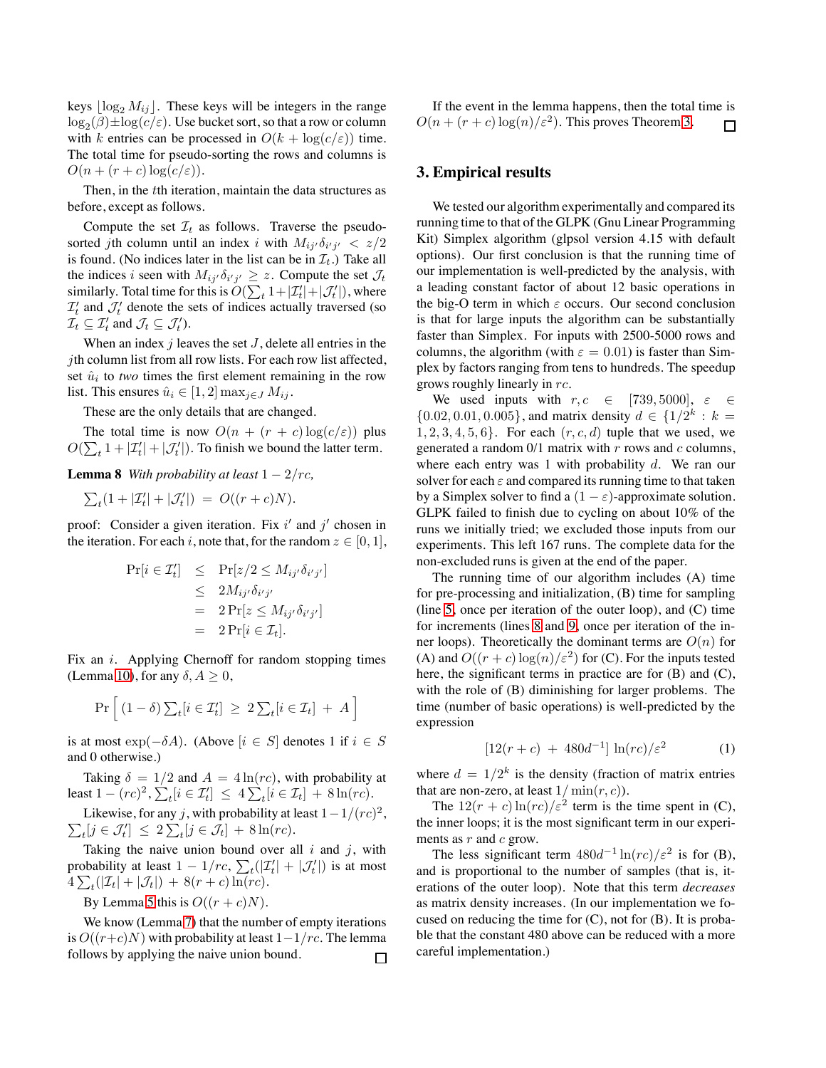keys $\lfloor \log_2 M_{ij} \rfloor$. These keys will be integers in the range $\log_2(\beta) \pm \log(c/\varepsilon)$. Use bucket sort, so that a row or column with $k$ entries can be processed in $O(k + \log(c/\varepsilon))$ time. The total time for pseudo-sorting the rows and columns is $O(n + (r + c)\log(c/\varepsilon))$.

Then, in the $t$th iteration, maintain the data structures as before, except as follows.

Compute the set $\mathcal{I}_t$ as follows. Traverse the pseudo-sorted $j$th column until an index $i$ with $M_{ij'}\delta_{i'j'} < z/2$ is found. (No indices later in the list can be in $\mathcal{I}_t$.) Take all the indices $i$ seen with $M_{ij'}\delta_{i'j'} \geq z$. Compute the set $\mathcal{J}_t$ similarly. Total time for this is $O(\sum_t 1 + |\mathcal{I}'_t| + |\mathcal{J}'_t|)$, where $\mathcal{I}'_t$ and $\mathcal{J}'_t$ denote the sets of indices actually traversed (so $\mathcal{I}_t \subseteq \mathcal{I}'_t$ and $\mathcal{J}_t \subseteq \mathcal{J}'_t$).

When an index $j$ leaves the set $J$, delete all entries in the $j$th column list from all row lists. For each row list affected, set $\hat{u}_i$ to *two* times the first element remaining in the row list. This ensures $\hat{u}_i \in [1, 2] \max_{j \in J} M_{ij}$.

These are the only details that are changed.

The total time is now $O(n + (r + c)\log(c/\varepsilon))$ plus $O(\sum_t 1 + |\mathcal{I}'_t| + |\mathcal{J}'_t|)$. To finish we bound the latter term.

**Lemma 8** *With probability at least* $1 - 2/rc$,

$\sum_t (1 + |\mathcal{I}'_t| + |\mathcal{J}'_t|) \; = \; O((r + c)N)$.

proof: Consider a given iteration. Fix $i'$ and $j'$ chosen in the iteration. For each $i$, note that, for the random $z \in [0, 1]$,

$$
\begin{aligned}
\Pr[i \in \mathcal{I}'_t] &\leq \Pr[z/2 \leq M_{ij'}\delta_{i'j'}] \\
&\leq 2M_{ij'}\delta_{i'j'} \\
&= 2\Pr[z \leq M_{ij'}\delta_{i'j'}] \\
&= 2\Pr[i \in \mathcal{I}_t].
\end{aligned}
$$

Fix an $i$. Applying Chernoff for random stopping times (Lemma 10), for any $\delta, A \geq 0$,

$$
\Pr\Big[\, (1 - \delta)\textstyle\sum_t [i \in \mathcal{I}'_t] \;\geq\; 2\sum_t [i \in \mathcal{I}_t] \;+\; A \,\Big]
$$

is at most $\exp(-\delta A)$. (Above $[i \in S]$ denotes 1 if $i \in S$ and 0 otherwise.)

Taking $\delta = 1/2$ and $A = 4\ln(rc)$, with probability at least $1 - (rc)^2$, $\sum_t [i \in \mathcal{I}'_t] \;\leq\; 4\sum_t [i \in \mathcal{I}_t] \;+\; 8\ln(rc)$.

Likewise, for any $j$, with probability at least $1 - 1/(rc)^2$, $\sum_t [j \in \mathcal{J}'_t] \;\leq\; 2\sum_t [j \in \mathcal{J}_t] \;+\; 8\ln(rc)$.

Taking the naive union bound over all $i$ and $j$, with probability at least $1 - 1/rc$, $\sum_t (|\mathcal{I}'_t| + |\mathcal{J}'_t|)$ is at most $4\sum_t (|\mathcal{I}_t| + |\mathcal{J}_t|) \;+\; 8(r + c)\ln(rc)$.

By Lemma 5 this is $O((r + c)N)$.

We know (Lemma 7) that the number of empty iterations is $O((r+c)N)$ with probability at least $1 - 1/rc$. The lemma follows by applying the naive union bound. $\square$

If the event in the lemma happens, then the total time is $O(n + (r + c)\log(n)/\varepsilon^2)$. This proves Theorem 3. $\square$

## 3. Empirical results

We tested our algorithm experimentally and compared its running time to that of the GLPK (Gnu Linear Programming Kit) Simplex algorithm (glpsol version 4.15 with default options). Our first conclusion is that the running time of our implementation is well-predicted by the analysis, with a leading constant factor of about 12 basic operations in the big-O term in which $\varepsilon$ occurs. Our second conclusion is that for large inputs the algorithm can be substantially faster than Simplex. For inputs with 2500-5000 rows and columns, the algorithm (with $\varepsilon = 0.01$) is faster than Simplex by factors ranging from tens to hundreds. The speedup grows roughly linearly in $rc$.

We used inputs with $r, c \in [739, 5000]$, $\varepsilon \in \{0.02, 0.01, 0.005\}$, and matrix density $d \in \{1/2^k : k = 1, 2, 3, 4, 5, 6\}$. For each $(r, c, d)$ tuple that we used, we generated a random 0/1 matrix with $r$ rows and $c$ columns, where each entry was 1 with probability $d$. We ran our solver for each $\varepsilon$ and compared its running time to that taken by a Simplex solver to find a $(1 - \varepsilon)$-approximate solution. GLPK failed to finish due to cycling on about 10% of the runs we initially tried; we excluded those inputs from our experiments. This left 167 runs. The complete data for the non-excluded runs is given at the end of the paper.

The running time of our algorithm includes (A) time for pre-processing and initialization, (B) time for sampling (line 5, once per iteration of the outer loop), and (C) time for increments (lines 8 and 9, once per iteration of the inner loops). Theoretically the dominant terms are $O(n)$ for (A) and $O((r + c)\log(n)/\varepsilon^2)$ for (C). For the inputs tested here, the significant terms in practice are for (B) and (C), with the role of (B) diminishing for larger problems. The time (number of basic operations) is well-predicted by the expression

$$
[12(r + c) \;+\; 480d^{-1}]\ \ln(rc)/\varepsilon^2 \qquad (1)
$$

where $d = 1/2^k$ is the density (fraction of matrix entries that are non-zero, at least $1/\min(r, c)$).

The $12(r + c)\ln(rc)/\varepsilon^2$ term is the time spent in (C), the inner loops; it is the most significant term in our experiments as $r$ and $c$ grow.

The less significant term $480d^{-1}\ln(rc)/\varepsilon^2$ is for (B), and is proportional to the number of samples (that is, iterations of the outer loop). Note that this term *decreases* as matrix density increases. (In our implementation we focused on reducing the time for (C), not for (B). It is probable that the constant 480 above can be reduced with a more careful implementation.)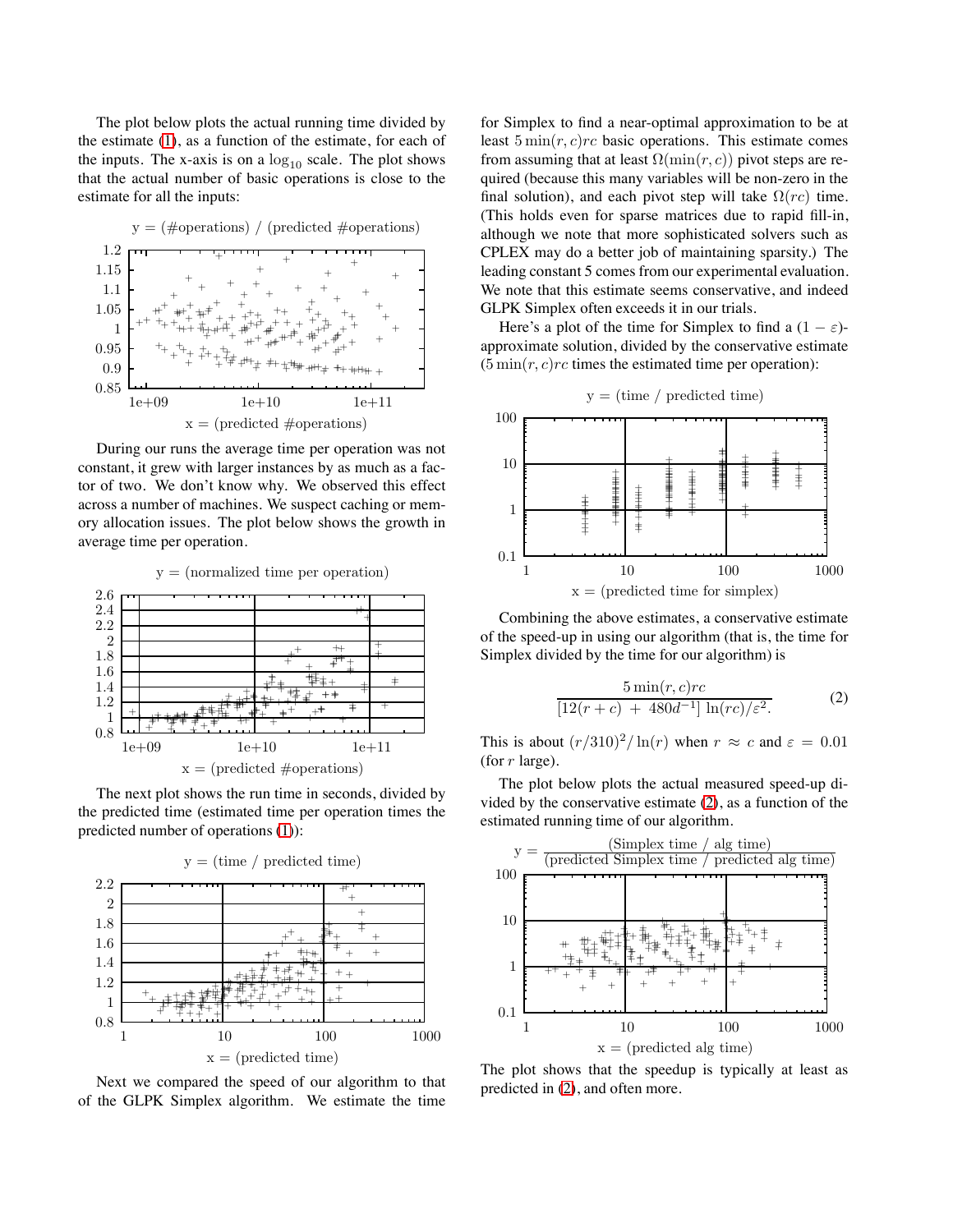The plot below plots the actual running time divided by the estimate (1), as a function of the estimate, for each of the inputs. The x-axis is on a $\log_{10}$ scale. The plot shows that the actual number of basic operations is close to the estimate for all the inputs:

y = (#operations) / (predicted #operations)

1.2
1.15
1.1
1.05
1
0.95
0.9
0.85

1e+09 1e+10 1e+11

x = (predicted #operations)

During our runs the average time per operation was not constant, it grew with larger instances by as much as a factor of two. We don't know why. We observed this effect across a number of machines. We suspect caching or memory allocation issues. The plot below shows the growth in average time per operation.

y = (normalized time per operation)

2.6
2.4
2.2
2
1.8
1.6
1.4
1.2
1
0.8

1e+09 1e+10 1e+11

x = (predicted #operations)

The next plot shows the run time in seconds, divided by the predicted time (estimated time per operation times the predicted number of operations (1)):

y = (time / predicted time)

2.2
2
1.8
1.6
1.4
1.2
1
0.8

1 10 100 1000

x = (predicted time)

Next we compared the speed of our algorithm to that of the GLPK Simplex algorithm. We estimate the time for Simplex to find a near-optimal approximation to be at least $5\min(r,c)rc$ basic operations. This estimate comes from assuming that at least $\Omega(\min(r,c))$ pivot steps are required (because this many variables will be non-zero in the final solution), and each pivot step will take $\Omega(rc)$ time. (This holds even for sparse matrices due to rapid fill-in, although we note that more sophisticated solvers such as CPLEX may do a better job of maintaining sparsity.) The leading constant 5 comes from our experimental evaluation. We note that this estimate seems conservative, and indeed GLPK Simplex often exceeds it in our trials.

Here's a plot of the time for Simplex to find a $(1-\varepsilon)$-approximate solution, divided by the conservative estimate ($5\min(r,c)rc$ times the estimated time per operation):

y = (time / predicted time)

100
10
1
0.1

1 10 100 1000

x = (predicted time for simplex)

Combining the above estimates, a conservative estimate of the speed-up in using our algorithm (that is, the time for Simplex divided by the time for our algorithm) is

$$\frac{5\min(r,c)rc}{[12(r+c)\ +\ 480d^{-1}]\ \ln(rc)/\varepsilon^2.} \tag{2}$$

This is about $(r/310)^2/\ln(r)$ when $r \approx c$ and $\varepsilon = 0.01$ (for $r$ large).

The plot below plots the actual measured speed-up divided by the conservative estimate (2), as a function of the estimated running time of our algorithm.

$$y = \frac{\text{(Simplex time / alg time)}}{\text{(predicted Simplex time / predicted alg time)}}$$

100
10
1
0.1

1 10 100 1000

x = (predicted alg time)

The plot shows that the speedup is typically at least as predicted in (2), and often more.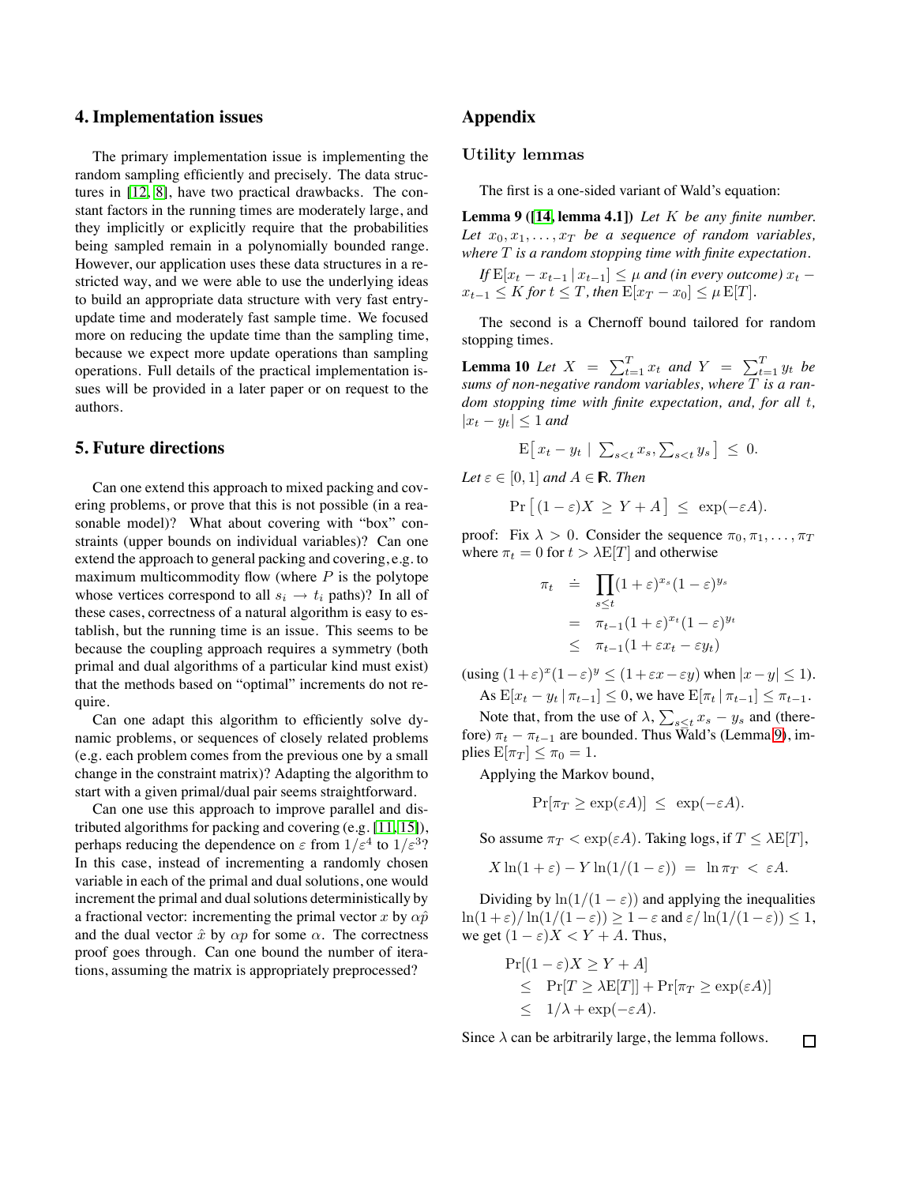## 4. Implementation issues

The primary implementation issue is implementing the random sampling efficiently and precisely. The data structures in [12, 8], have two practical drawbacks. The constant factors in the running times are moderately large, and they implicitly or explicitly require that the probabilities being sampled remain in a polynomially bounded range. However, our application uses these data structures in a restricted way, and we were able to use the underlying ideas to build an appropriate data structure with very fast entry-update time and moderately fast sample time. We focused more on reducing the update time than the sampling time, because we expect more update operations than sampling operations. Full details of the practical implementation issues will be provided in a later paper or on request to the authors.

## 5. Future directions

Can one extend this approach to mixed packing and covering problems, or prove that this is not possible (in a reasonable model)? What about covering with "box" constraints (upper bounds on individual variables)? Can one extend the approach to general packing and covering, e.g. to maximum multicommodity flow (where $P$ is the polytope whose vertices correspond to all $s_i \to t_i$ paths)? In all of these cases, correctness of a natural algorithm is easy to establish, but the running time is an issue. This seems to be because the coupling approach requires a symmetry (both primal and dual algorithms of a particular kind must exist) that the methods based on "optimal" increments do not require.

Can one adapt this algorithm to efficiently solve dynamic problems, or sequences of closely related problems (e.g. each problem comes from the previous one by a small change in the constraint matrix)? Adapting the algorithm to start with a given primal/dual pair seems straightforward.

Can one use this approach to improve parallel and distributed algorithms for packing and covering (e.g. [11, 15]), perhaps reducing the dependence on $\varepsilon$ from $1/\varepsilon^4$ to $1/\varepsilon^3$? In this case, instead of incrementing a randomly chosen variable in each of the primal and dual solutions, one would increment the primal and dual solutions deterministically by a fractional vector: incrementing the primal vector $x$ by $\alpha\hat{p}$ and the dual vector $\hat{x}$ by $\alpha p$ for some $\alpha$. The correctness proof goes through. Can one bound the number of iterations, assuming the matrix is appropriately preprocessed?

## Appendix

### Utility lemmas

The first is a one-sided variant of Wald's equation:

**Lemma 9 ([14, lemma 4.1])** *Let $K$ be any finite number. Let $x_0, x_1, \ldots, x_T$ be a sequence of random variables, where $T$ is a random stopping time with finite expectation.*

*If $\mathrm{E}[x_t - x_{t-1} \,|\, x_{t-1}] \le \mu$ and (in every outcome) $x_t - x_{t-1} \le K$ for $t \le T$, then $\mathrm{E}[x_T - x_0] \le \mu\,\mathrm{E}[T]$.*

The second is a Chernoff bound tailored for random stopping times.

**Lemma 10** *Let $X = \sum_{t=1}^{T} x_t$ and $Y = \sum_{t=1}^{T} y_t$ be sums of non-negative random variables, where $T$ is a random stopping time with finite expectation, and, for all $t$, $|x_t - y_t| \le 1$ and*

$$\mathrm{E}\big[\, x_t - y_t \;|\; \textstyle\sum_{s<t} x_s, \sum_{s<t} y_s \,\big] \;\le\; 0.$$

*Let $\varepsilon \in [0,1]$ and $A \in \mathbb{R}$. Then*

$$\Pr\big[\, (1-\varepsilon)X \;\ge\; Y + A \,\big] \;\le\; \exp(-\varepsilon A).$$

proof: Fix $\lambda > 0$. Consider the sequence $\pi_0, \pi_1, \ldots, \pi_T$ where $\pi_t = 0$ for $t > \lambda\mathrm{E}[T]$ and otherwise

$$\begin{aligned}
\pi_t &\doteq \prod_{s \le t} (1+\varepsilon)^{x_s}(1-\varepsilon)^{y_s} \\
&= \pi_{t-1}(1+\varepsilon)^{x_t}(1-\varepsilon)^{y_t} \\
&\le \pi_{t-1}(1 + \varepsilon x_t - \varepsilon y_t)
\end{aligned}$$

(using $(1+\varepsilon)^x(1-\varepsilon)^y \le (1 + \varepsilon x - \varepsilon y)$ when $|x - y| \le 1$).

As $\mathrm{E}[x_t - y_t \,|\, \pi_{t-1}] \le 0$, we have $\mathrm{E}[\pi_t \,|\, \pi_{t-1}] \le \pi_{t-1}$.

Note that, from the use of $\lambda$, $\sum_{s \le t} x_s - y_s$ and (therefore) $\pi_t - \pi_{t-1}$ are bounded. Thus Wald's (Lemma 9), implies $\mathrm{E}[\pi_T] \le \pi_0 = 1$.

Applying the Markov bound,

$$\Pr[\pi_T \ge \exp(\varepsilon A)] \;\le\; \exp(-\varepsilon A).$$

So assume $\pi_T < \exp(\varepsilon A)$. Taking logs, if $T \le \lambda\mathrm{E}[T]$,

$$X \ln(1+\varepsilon) - Y \ln(1/(1-\varepsilon)) \;=\; \ln \pi_T \;<\; \varepsilon A.$$

Dividing by $\ln(1/(1-\varepsilon))$ and applying the inequalities $\ln(1+\varepsilon)/\ln(1/(1-\varepsilon)) \ge 1 - \varepsilon$ and $\varepsilon/\ln(1/(1-\varepsilon)) \le 1$, we get $(1-\varepsilon)X < Y + A$. Thus,

$$\begin{aligned}
&\Pr[(1-\varepsilon)X \ge Y + A] \\
&\quad\le\; \Pr[T \ge \lambda\mathrm{E}[T]] + \Pr[\pi_T \ge \exp(\varepsilon A)] \\
&\quad\le\; 1/\lambda + \exp(-\varepsilon A).
\end{aligned}$$

Since $\lambda$ can be arbitrarily large, the lemma follows. □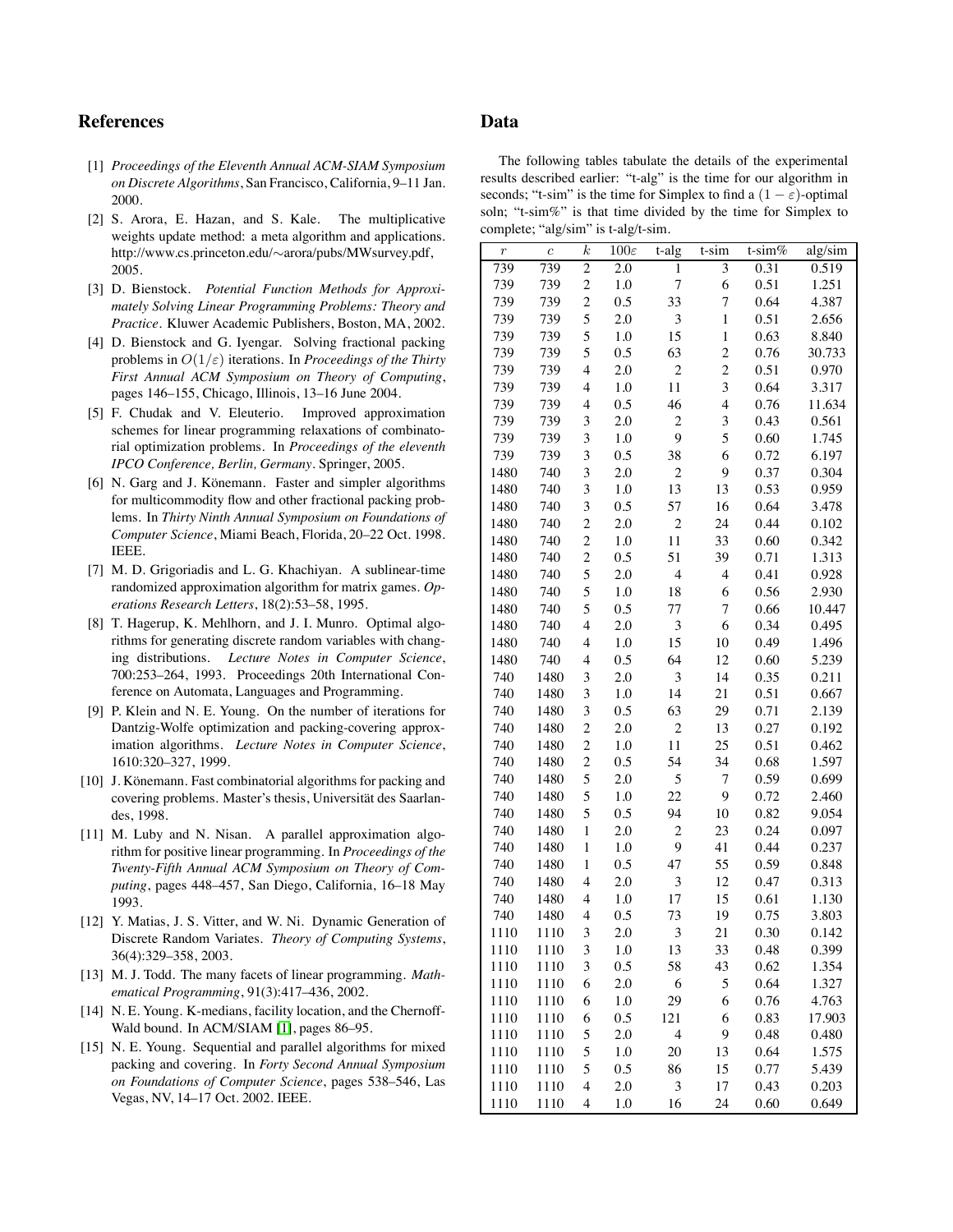## References

[1] *Proceedings of the Eleventh Annual ACM-SIAM Symposium on Discrete Algorithms*, San Francisco, California, 9–11 Jan. 2000.

[2] S. Arora, E. Hazan, and S. Kale. The multiplicative weights update method: a meta algorithm and applications. http://www.cs.princeton.edu/∼arora/pubs/MWsurvey.pdf, 2005.

[3] D. Bienstock. *Potential Function Methods for Approximately Solving Linear Programming Problems: Theory and Practice*. Kluwer Academic Publishers, Boston, MA, 2002.

[4] D. Bienstock and G. Iyengar. Solving fractional packing problems in $O(1/\varepsilon)$ iterations. In *Proceedings of the Thirty First Annual ACM Symposium on Theory of Computing*, pages 146–155, Chicago, Illinois, 13–16 June 2004.

[5] F. Chudak and V. Eleuterio. Improved approximation schemes for linear programming relaxations of combinatorial optimization problems. In *Proceedings of the eleventh IPCO Conference, Berlin, Germany*. Springer, 2005.

[6] N. Garg and J. Könemann. Faster and simpler algorithms for multicommodity flow and other fractional packing problems. In *Thirty Ninth Annual Symposium on Foundations of Computer Science*, Miami Beach, Florida, 20–22 Oct. 1998. IEEE.

[7] M. D. Grigoriadis and L. G. Khachiyan. A sublinear-time randomized approximation algorithm for matrix games. *Operations Research Letters*, 18(2):53–58, 1995.

[8] T. Hagerup, K. Mehlhorn, and J. I. Munro. Optimal algorithms for generating discrete random variables with changing distributions. *Lecture Notes in Computer Science*, 700:253–264, 1993. Proceedings 20th International Conference on Automata, Languages and Programming.

[9] P. Klein and N. E. Young. On the number of iterations for Dantzig-Wolfe optimization and packing-covering approximation algorithms. *Lecture Notes in Computer Science*, 1610:320–327, 1999.

[10] J. Könemann. Fast combinatorial algorithms for packing and covering problems. Master's thesis, Universität des Saarlandes, 1998.

[11] M. Luby and N. Nisan. A parallel approximation algorithm for positive linear programming. In *Proceedings of the Twenty-Fifth Annual ACM Symposium on Theory of Computing*, pages 448–457, San Diego, California, 16–18 May 1993.

[12] Y. Matias, J. S. Vitter, and W. Ni. Dynamic Generation of Discrete Random Variates. *Theory of Computing Systems*, 36(4):329–358, 2003.

[13] M. J. Todd. The many facets of linear programming. *Mathematical Programming*, 91(3):417–436, 2002.

[14] N. E. Young. K-medians, facility location, and the Chernoff-Wald bound. In ACM/SIAM [1], pages 86–95.

[15] N. E. Young. Sequential and parallel algorithms for mixed packing and covering. In *Forty Second Annual Symposium on Foundations of Computer Science*, pages 538–546, Las Vegas, NV, 14–17 Oct. 2002. IEEE.

## Data

The following tables tabulate the details of the experimental results described earlier: "t-alg" is the time for our algorithm in seconds; "t-sim" is the time for Simplex to find a $(1-\varepsilon)$-optimal soln; "t-sim%" is that time divided by the time for Simplex to complete; "alg/sim" is t-alg/t-sim.

| $r$ | $c$ | $k$ | $100\varepsilon$ | t-alg | t-sim | t-sim% | alg/sim |
|---|---|---|---|---|---|---|---|
| 739 | 739 | 2 | 2.0 | 1 | 3 | 0.31 | 0.519 |
| 739 | 739 | 2 | 1.0 | 7 | 6 | 0.51 | 1.251 |
| 739 | 739 | 2 | 0.5 | 33 | 7 | 0.64 | 4.387 |
| 739 | 739 | 5 | 2.0 | 3 | 1 | 0.51 | 2.656 |
| 739 | 739 | 5 | 1.0 | 15 | 1 | 0.63 | 8.840 |
| 739 | 739 | 5 | 0.5 | 63 | 2 | 0.76 | 30.733 |
| 739 | 739 | 4 | 2.0 | 2 | 2 | 0.51 | 0.970 |
| 739 | 739 | 4 | 1.0 | 11 | 3 | 0.64 | 3.317 |
| 739 | 739 | 4 | 0.5 | 46 | 4 | 0.76 | 11.634 |
| 739 | 739 | 3 | 2.0 | 2 | 3 | 0.43 | 0.561 |
| 739 | 739 | 3 | 1.0 | 9 | 5 | 0.60 | 1.745 |
| 739 | 739 | 3 | 0.5 | 38 | 6 | 0.72 | 6.197 |
| 1480 | 740 | 3 | 2.0 | 2 | 9 | 0.37 | 0.304 |
| 1480 | 740 | 3 | 1.0 | 13 | 13 | 0.53 | 0.959 |
| 1480 | 740 | 3 | 0.5 | 57 | 16 | 0.64 | 3.478 |
| 1480 | 740 | 2 | 2.0 | 2 | 24 | 0.44 | 0.102 |
| 1480 | 740 | 2 | 1.0 | 11 | 33 | 0.60 | 0.342 |
| 1480 | 740 | 2 | 0.5 | 51 | 39 | 0.71 | 1.313 |
| 1480 | 740 | 5 | 2.0 | 4 | 4 | 0.41 | 0.928 |
| 1480 | 740 | 5 | 1.0 | 18 | 6 | 0.56 | 2.930 |
| 1480 | 740 | 5 | 0.5 | 77 | 7 | 0.66 | 10.447 |
| 1480 | 740 | 4 | 2.0 | 3 | 6 | 0.34 | 0.495 |
| 1480 | 740 | 4 | 1.0 | 15 | 10 | 0.49 | 1.496 |
| 1480 | 740 | 4 | 0.5 | 64 | 12 | 0.60 | 5.239 |
| 740 | 1480 | 3 | 2.0 | 3 | 14 | 0.35 | 0.211 |
| 740 | 1480 | 3 | 1.0 | 14 | 21 | 0.51 | 0.667 |
| 740 | 1480 | 3 | 0.5 | 63 | 29 | 0.71 | 2.139 |
| 740 | 1480 | 2 | 2.0 | 2 | 13 | 0.27 | 0.192 |
| 740 | 1480 | 2 | 1.0 | 11 | 25 | 0.51 | 0.462 |
| 740 | 1480 | 2 | 0.5 | 54 | 34 | 0.68 | 1.597 |
| 740 | 1480 | 5 | 2.0 | 5 | 7 | 0.59 | 0.699 |
| 740 | 1480 | 5 | 1.0 | 22 | 9 | 0.72 | 2.460 |
| 740 | 1480 | 5 | 0.5 | 94 | 10 | 0.82 | 9.054 |
| 740 | 1480 | 1 | 2.0 | 2 | 23 | 0.24 | 0.097 |
| 740 | 1480 | 1 | 1.0 | 9 | 41 | 0.44 | 0.237 |
| 740 | 1480 | 1 | 0.5 | 47 | 55 | 0.59 | 0.848 |
| 740 | 1480 | 4 | 2.0 | 3 | 12 | 0.47 | 0.313 |
| 740 | 1480 | 4 | 1.0 | 17 | 15 | 0.61 | 1.130 |
| 740 | 1480 | 4 | 0.5 | 73 | 19 | 0.75 | 3.803 |
| 1110 | 1110 | 3 | 2.0 | 3 | 21 | 0.30 | 0.142 |
| 1110 | 1110 | 3 | 1.0 | 13 | 33 | 0.48 | 0.399 |
| 1110 | 1110 | 3 | 0.5 | 58 | 43 | 0.62 | 1.354 |
| 1110 | 1110 | 6 | 2.0 | 6 | 5 | 0.64 | 1.327 |
| 1110 | 1110 | 6 | 1.0 | 29 | 6 | 0.76 | 4.763 |
| 1110 | 1110 | 6 | 0.5 | 121 | 6 | 0.83 | 17.903 |
| 1110 | 1110 | 5 | 2.0 | 4 | 9 | 0.48 | 0.480 |
| 1110 | 1110 | 5 | 1.0 | 20 | 13 | 0.64 | 1.575 |
| 1110 | 1110 | 5 | 0.5 | 86 | 15 | 0.77 | 5.439 |
| 1110 | 1110 | 4 | 2.0 | 3 | 17 | 0.43 | 0.203 |
| 1110 | 1110 | 4 | 1.0 | 16 | 24 | 0.60 | 0.649 |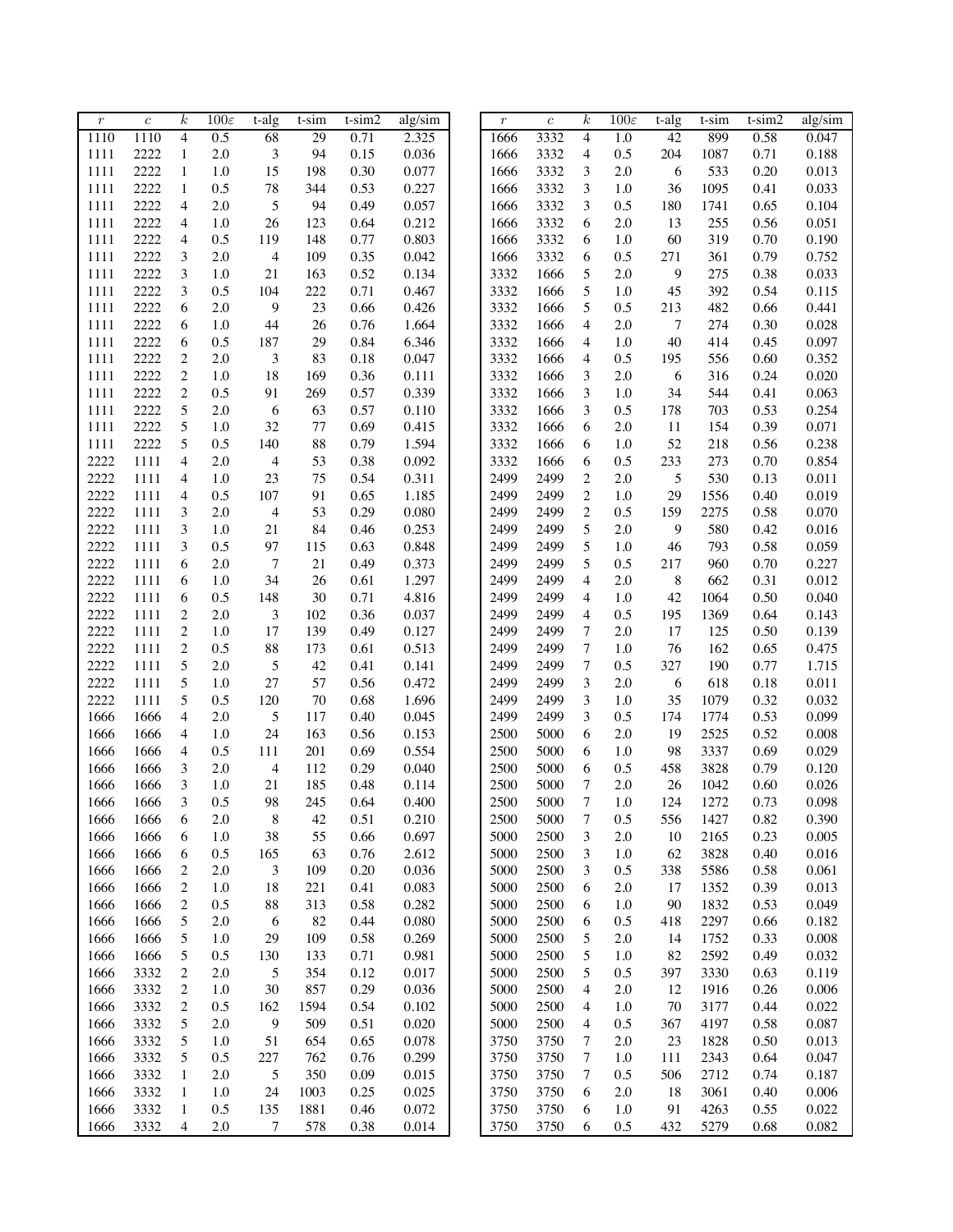| $r$ | $c$ | $k$ | $100\varepsilon$ | t-alg | t-sim | t-sim2 | alg/sim |
|---|---|---|---|---|---|---|---|
| 1110 | 1110 | 4 | 0.5 | 68 | 29 | 0.71 | 2.325 |
| 1111 | 2222 | 1 | 2.0 | 3 | 94 | 0.15 | 0.036 |
| 1111 | 2222 | 1 | 1.0 | 15 | 198 | 0.30 | 0.077 |
| 1111 | 2222 | 1 | 0.5 | 78 | 344 | 0.53 | 0.227 |
| 1111 | 2222 | 4 | 2.0 | 5 | 94 | 0.49 | 0.057 |
| 1111 | 2222 | 4 | 1.0 | 26 | 123 | 0.64 | 0.212 |
| 1111 | 2222 | 4 | 0.5 | 119 | 148 | 0.77 | 0.803 |
| 1111 | 2222 | 3 | 2.0 | 4 | 109 | 0.35 | 0.042 |
| 1111 | 2222 | 3 | 1.0 | 21 | 163 | 0.52 | 0.134 |
| 1111 | 2222 | 3 | 0.5 | 104 | 222 | 0.71 | 0.467 |
| 1111 | 2222 | 6 | 2.0 | 9 | 23 | 0.66 | 0.426 |
| 1111 | 2222 | 6 | 1.0 | 44 | 26 | 0.76 | 1.664 |
| 1111 | 2222 | 6 | 0.5 | 187 | 29 | 0.84 | 6.346 |
| 1111 | 2222 | 2 | 2.0 | 3 | 83 | 0.18 | 0.047 |
| 1111 | 2222 | 2 | 1.0 | 18 | 169 | 0.36 | 0.111 |
| 1111 | 2222 | 2 | 0.5 | 91 | 269 | 0.57 | 0.339 |
| 1111 | 2222 | 5 | 2.0 | 6 | 63 | 0.57 | 0.110 |
| 1111 | 2222 | 5 | 1.0 | 32 | 77 | 0.69 | 0.415 |
| 1111 | 2222 | 5 | 0.5 | 140 | 88 | 0.79 | 1.594 |
| 2222 | 1111 | 4 | 2.0 | 4 | 53 | 0.38 | 0.092 |
| 2222 | 1111 | 4 | 1.0 | 23 | 75 | 0.54 | 0.311 |
| 2222 | 1111 | 4 | 0.5 | 107 | 91 | 0.65 | 1.185 |
| 2222 | 1111 | 3 | 2.0 | 4 | 53 | 0.29 | 0.080 |
| 2222 | 1111 | 3 | 1.0 | 21 | 84 | 0.46 | 0.253 |
| 2222 | 1111 | 3 | 0.5 | 97 | 115 | 0.63 | 0.848 |
| 2222 | 1111 | 6 | 2.0 | 7 | 21 | 0.49 | 0.373 |
| 2222 | 1111 | 6 | 1.0 | 34 | 26 | 0.61 | 1.297 |
| 2222 | 1111 | 6 | 0.5 | 148 | 30 | 0.71 | 4.816 |
| 2222 | 1111 | 2 | 2.0 | 3 | 102 | 0.36 | 0.037 |
| 2222 | 1111 | 2 | 1.0 | 17 | 139 | 0.49 | 0.127 |
| 2222 | 1111 | 2 | 0.5 | 88 | 173 | 0.61 | 0.513 |
| 2222 | 1111 | 5 | 2.0 | 5 | 42 | 0.41 | 0.141 |
| 2222 | 1111 | 5 | 1.0 | 27 | 57 | 0.56 | 0.472 |
| 2222 | 1111 | 5 | 0.5 | 120 | 70 | 0.68 | 1.696 |
| 1666 | 1666 | 4 | 2.0 | 5 | 117 | 0.40 | 0.045 |
| 1666 | 1666 | 4 | 1.0 | 24 | 163 | 0.56 | 0.153 |
| 1666 | 1666 | 4 | 0.5 | 111 | 201 | 0.69 | 0.554 |
| 1666 | 1666 | 3 | 2.0 | 4 | 112 | 0.29 | 0.040 |
| 1666 | 1666 | 3 | 1.0 | 21 | 185 | 0.48 | 0.114 |
| 1666 | 1666 | 3 | 0.5 | 98 | 245 | 0.64 | 0.400 |
| 1666 | 1666 | 6 | 2.0 | 8 | 42 | 0.51 | 0.210 |
| 1666 | 1666 | 6 | 1.0 | 38 | 55 | 0.66 | 0.697 |
| 1666 | 1666 | 6 | 0.5 | 165 | 63 | 0.76 | 2.612 |
| 1666 | 1666 | 2 | 2.0 | 3 | 109 | 0.20 | 0.036 |
| 1666 | 1666 | 2 | 1.0 | 18 | 221 | 0.41 | 0.083 |
| 1666 | 1666 | 2 | 0.5 | 88 | 313 | 0.58 | 0.282 |
| 1666 | 1666 | 5 | 2.0 | 6 | 82 | 0.44 | 0.080 |
| 1666 | 1666 | 5 | 1.0 | 29 | 109 | 0.58 | 0.269 |
| 1666 | 1666 | 5 | 0.5 | 130 | 133 | 0.71 | 0.981 |
| 1666 | 3332 | 2 | 2.0 | 5 | 354 | 0.12 | 0.017 |
| 1666 | 3332 | 2 | 1.0 | 30 | 857 | 0.29 | 0.036 |
| 1666 | 3332 | 2 | 0.5 | 162 | 1594 | 0.54 | 0.102 |
| 1666 | 3332 | 5 | 2.0 | 9 | 509 | 0.51 | 0.020 |
| 1666 | 3332 | 5 | 1.0 | 51 | 654 | 0.65 | 0.078 |
| 1666 | 3332 | 5 | 0.5 | 227 | 762 | 0.76 | 0.299 |
| 1666 | 3332 | 1 | 2.0 | 5 | 350 | 0.09 | 0.015 |
| 1666 | 3332 | 1 | 1.0 | 24 | 1003 | 0.25 | 0.025 |
| 1666 | 3332 | 1 | 0.5 | 135 | 1881 | 0.46 | 0.072 |
| 1666 | 3332 | 4 | 2.0 | 7 | 578 | 0.38 | 0.014 |
| 1666 | 3332 | 4 | 1.0 | 42 | 899 | 0.58 | 0.047 |
| 1666 | 3332 | 4 | 0.5 | 204 | 1087 | 0.71 | 0.188 |
| 1666 | 3332 | 3 | 2.0 | 6 | 533 | 0.20 | 0.013 |
| 1666 | 3332 | 3 | 1.0 | 36 | 1095 | 0.41 | 0.033 |
| 1666 | 3332 | 3 | 0.5 | 180 | 1741 | 0.65 | 0.104 |
| 1666 | 3332 | 6 | 2.0 | 13 | 255 | 0.56 | 0.051 |
| 1666 | 3332 | 6 | 1.0 | 60 | 319 | 0.70 | 0.190 |
| 1666 | 3332 | 6 | 0.5 | 271 | 361 | 0.79 | 0.752 |
| 3332 | 1666 | 5 | 2.0 | 9 | 275 | 0.38 | 0.033 |
| 3332 | 1666 | 5 | 1.0 | 45 | 392 | 0.54 | 0.115 |
| 3332 | 1666 | 5 | 0.5 | 213 | 482 | 0.66 | 0.441 |
| 3332 | 1666 | 4 | 2.0 | 7 | 274 | 0.30 | 0.028 |
| 3332 | 1666 | 4 | 1.0 | 40 | 414 | 0.45 | 0.097 |
| 3332 | 1666 | 4 | 0.5 | 195 | 556 | 0.60 | 0.352 |
| 3332 | 1666 | 3 | 2.0 | 6 | 316 | 0.24 | 0.020 |
| 3332 | 1666 | 3 | 1.0 | 34 | 544 | 0.41 | 0.063 |
| 3332 | 1666 | 3 | 0.5 | 178 | 703 | 0.53 | 0.254 |
| 3332 | 1666 | 6 | 2.0 | 11 | 154 | 0.39 | 0.071 |
| 3332 | 1666 | 6 | 1.0 | 52 | 218 | 0.56 | 0.238 |
| 3332 | 1666 | 6 | 0.5 | 233 | 273 | 0.70 | 0.854 |
| 2499 | 2499 | 2 | 2.0 | 5 | 530 | 0.13 | 0.011 |
| 2499 | 2499 | 2 | 1.0 | 29 | 1556 | 0.40 | 0.019 |
| 2499 | 2499 | 2 | 0.5 | 159 | 2275 | 0.58 | 0.070 |
| 2499 | 2499 | 5 | 2.0 | 9 | 580 | 0.42 | 0.016 |
| 2499 | 2499 | 5 | 1.0 | 46 | 793 | 0.58 | 0.059 |
| 2499 | 2499 | 5 | 0.5 | 217 | 960 | 0.70 | 0.227 |
| 2499 | 2499 | 4 | 2.0 | 8 | 662 | 0.31 | 0.012 |
| 2499 | 2499 | 4 | 1.0 | 42 | 1064 | 0.50 | 0.040 |
| 2499 | 2499 | 4 | 0.5 | 195 | 1369 | 0.64 | 0.143 |
| 2499 | 2499 | 7 | 2.0 | 17 | 125 | 0.50 | 0.139 |
| 2499 | 2499 | 7 | 1.0 | 76 | 162 | 0.65 | 0.475 |
| 2499 | 2499 | 7 | 0.5 | 327 | 190 | 0.77 | 1.715 |
| 2499 | 2499 | 3 | 2.0 | 6 | 618 | 0.18 | 0.011 |
| 2499 | 2499 | 3 | 1.0 | 35 | 1079 | 0.32 | 0.032 |
| 2499 | 2499 | 3 | 0.5 | 174 | 1774 | 0.53 | 0.099 |
| 2500 | 5000 | 6 | 2.0 | 19 | 2525 | 0.52 | 0.008 |
| 2500 | 5000 | 6 | 1.0 | 98 | 3337 | 0.69 | 0.029 |
| 2500 | 5000 | 6 | 0.5 | 458 | 3828 | 0.79 | 0.120 |
| 2500 | 5000 | 7 | 2.0 | 26 | 1042 | 0.60 | 0.026 |
| 2500 | 5000 | 7 | 1.0 | 124 | 1272 | 0.73 | 0.098 |
| 2500 | 5000 | 7 | 0.5 | 556 | 1427 | 0.82 | 0.390 |
| 5000 | 2500 | 3 | 2.0 | 10 | 2165 | 0.23 | 0.005 |
| 5000 | 2500 | 3 | 1.0 | 62 | 3828 | 0.40 | 0.016 |
| 5000 | 2500 | 3 | 0.5 | 338 | 5586 | 0.58 | 0.061 |
| 5000 | 2500 | 6 | 2.0 | 17 | 1352 | 0.39 | 0.013 |
| 5000 | 2500 | 6 | 1.0 | 90 | 1832 | 0.53 | 0.049 |
| 5000 | 2500 | 6 | 0.5 | 418 | 2297 | 0.66 | 0.182 |
| 5000 | 2500 | 5 | 2.0 | 14 | 1752 | 0.33 | 0.008 |
| 5000 | 2500 | 5 | 1.0 | 82 | 2592 | 0.49 | 0.032 |
| 5000 | 2500 | 5 | 0.5 | 397 | 3330 | 0.63 | 0.119 |
| 5000 | 2500 | 4 | 2.0 | 12 | 1916 | 0.26 | 0.006 |
| 5000 | 2500 | 4 | 1.0 | 70 | 3177 | 0.44 | 0.022 |
| 5000 | 2500 | 4 | 0.5 | 367 | 4197 | 0.58 | 0.087 |
| 3750 | 3750 | 7 | 2.0 | 23 | 1828 | 0.50 | 0.013 |
| 3750 | 3750 | 7 | 1.0 | 111 | 2343 | 0.64 | 0.047 |
| 3750 | 3750 | 7 | 0.5 | 506 | 2712 | 0.74 | 0.187 |
| 3750 | 3750 | 6 | 2.0 | 18 | 3061 | 0.40 | 0.006 |
| 3750 | 3750 | 6 | 1.0 | 91 | 4263 | 0.55 | 0.022 |
| 3750 | 3750 | 6 | 0.5 | 432 | 5279 | 0.68 | 0.082 |